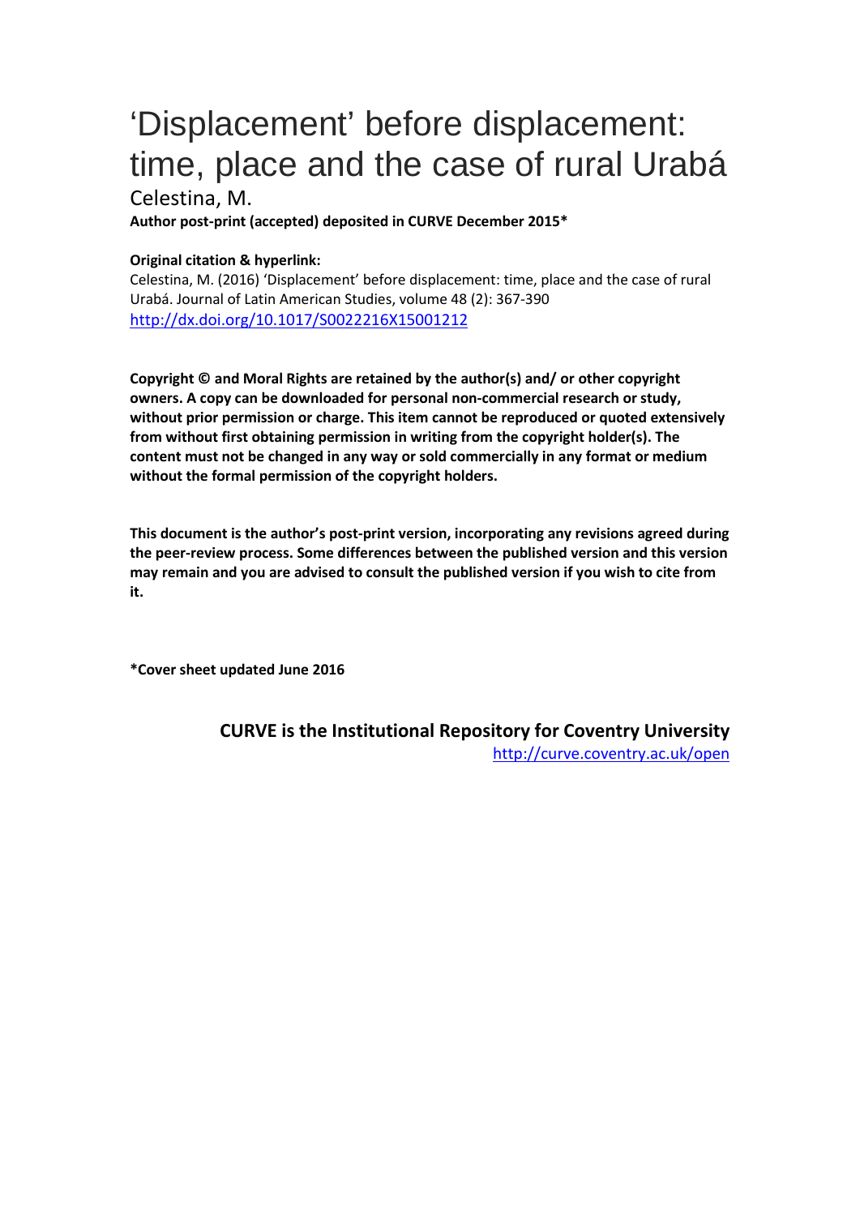# 'Displacement' before displacement: time, place and the case of rural Urabá

Celestina, M.

**Author post-print (accepted) deposited in CURVE December 2015***

**Original citation & hyperlink:**

Celestina, M. (2016) 'Displacement' before displacement: time, place and the case of rural Urabá. Journal of Latin American Studies, volume 48 (2): 367-390

http://dx.doi.org/10.1017/S0022216X15001212

**Copyright © and Moral Rights are retained by the author(s) and/ or other copyright owners. A copy can be downloaded for personal non-commercial research or study, without prior permission or charge. This item cannot be reproduced or quoted extensively from without first obtaining permission in writing from the copyright holder(s). The content must not be changed in any way or sold commercially in any format or medium without the formal permission of the copyright holders.**

**This document is the author's post-print version, incorporating any revisions agreed during the peer-review process. Some differences between the published version and this version may remain and you are advised to consult the published version if you wish to cite from it.**

***Cover sheet updated June 2016**

**CURVE is the Institutional Repository for Coventry University**

http://curve.coventry.ac.uk/open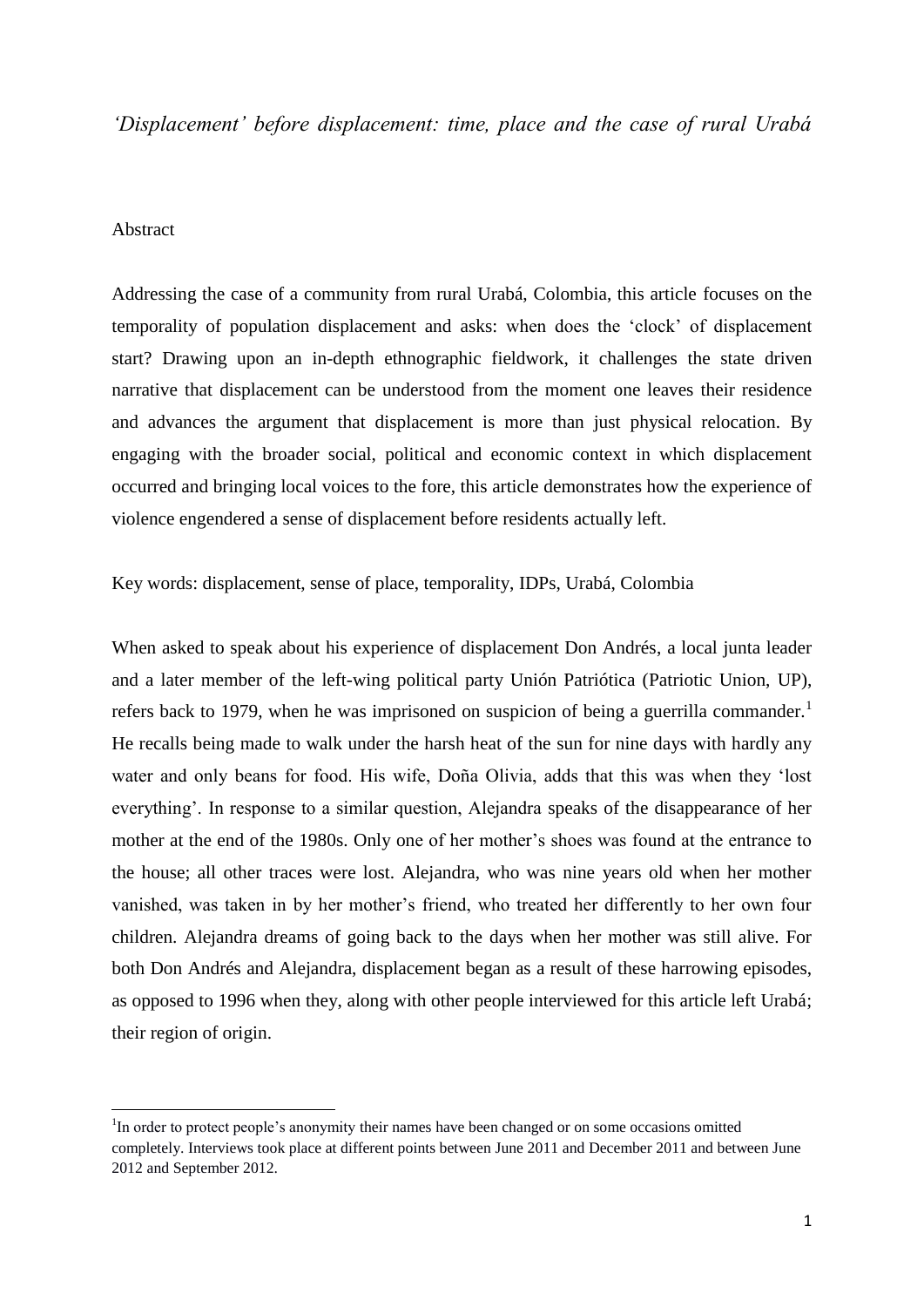*'Displacement' before displacement: time, place and the case of rural Urabá*

## Abstract

Addressing the case of a community from rural Urabá, Colombia, this article focuses on the temporality of population displacement and asks: when does the 'clock' of displacement start? Drawing upon an in-depth ethnographic fieldwork, it challenges the state driven narrative that displacement can be understood from the moment one leaves their residence and advances the argument that displacement is more than just physical relocation. By engaging with the broader social, political and economic context in which displacement occurred and bringing local voices to the fore, this article demonstrates how the experience of violence engendered a sense of displacement before residents actually left.

Key words: displacement, sense of place, temporality, IDPs, Urabá, Colombia

When asked to speak about his experience of displacement Don Andrés, a local junta leader and a later member of the left-wing political party Unión Patriótica (Patriotic Union, UP), refers back to 1979, when he was imprisoned on suspicion of being a guerrilla commander.[1] He recalls being made to walk under the harsh heat of the sun for nine days with hardly any water and only beans for food. His wife, Doña Olivia, adds that this was when they 'lost everything'. In response to a similar question, Alejandra speaks of the disappearance of her mother at the end of the 1980s. Only one of her mother's shoes was found at the entrance to the house; all other traces were lost. Alejandra, who was nine years old when her mother vanished, was taken in by her mother's friend, who treated her differently to her own four children. Alejandra dreams of going back to the days when her mother was still alive. For both Don Andrés and Alejandra, displacement began as a result of these harrowing episodes, as opposed to 1996 when they, along with other people interviewed for this article left Urabá; their region of origin.

[1] In order to protect people's anonymity their names have been changed or on some occasions omitted completely. Interviews took place at different points between June 2011 and December 2011 and between June 2012 and September 2012.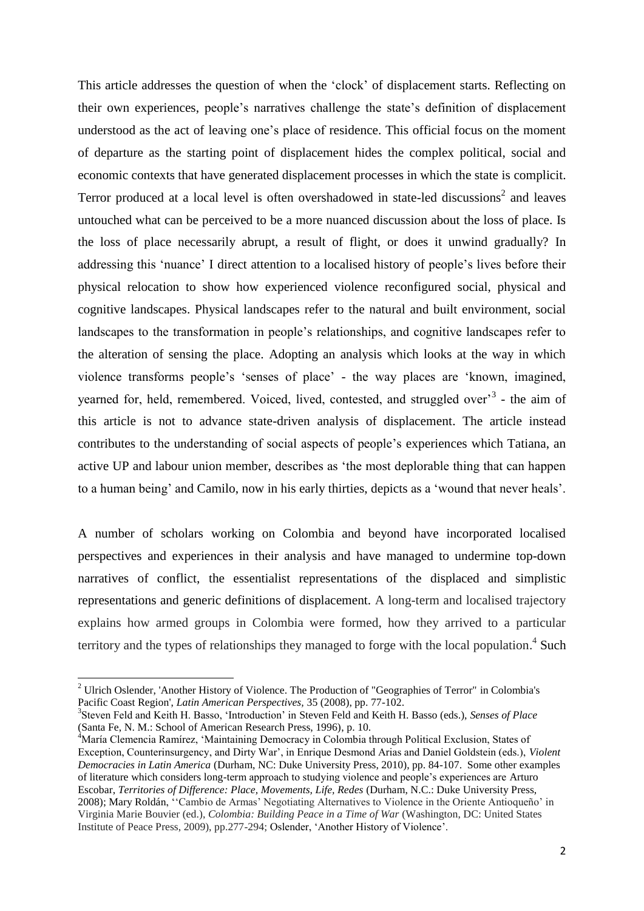This article addresses the question of when the 'clock' of displacement starts. Reflecting on their own experiences, people's narratives challenge the state's definition of displacement understood as the act of leaving one's place of residence. This official focus on the moment of departure as the starting point of displacement hides the complex political, social and economic contexts that have generated displacement processes in which the state is complicit. Terror produced at a local level is often overshadowed in state-led discussions[2] and leaves untouched what can be perceived to be a more nuanced discussion about the loss of place. Is the loss of place necessarily abrupt, a result of flight, or does it unwind gradually? In addressing this 'nuance' I direct attention to a localised history of people's lives before their physical relocation to show how experienced violence reconfigured social, physical and cognitive landscapes. Physical landscapes refer to the natural and built environment, social landscapes to the transformation in people's relationships, and cognitive landscapes refer to the alteration of sensing the place. Adopting an analysis which looks at the way in which violence transforms people's 'senses of place' - the way places are 'known, imagined, yearned for, held, remembered. Voiced, lived, contested, and struggled over'[3] - the aim of this article is not to advance state-driven analysis of displacement. The article instead contributes to the understanding of social aspects of people's experiences which Tatiana, an active UP and labour union member, describes as 'the most deplorable thing that can happen to a human being' and Camilo, now in his early thirties, depicts as a 'wound that never heals'.

A number of scholars working on Colombia and beyond have incorporated localised perspectives and experiences in their analysis and have managed to undermine top-down narratives of conflict, the essentialist representations of the displaced and simplistic representations and generic definitions of displacement. A long-term and localised trajectory explains how armed groups in Colombia were formed, how they arrived to a particular territory and the types of relationships they managed to forge with the local population.[4] Such

---

[2] Ulrich Oslender, 'Another History of Violence. The Production of "Geographies of Terror" in Colombia's Pacific Coast Region', *Latin American Perspectives*, 35 (2008), pp. 77-102.

[3] Steven Feld and Keith H. Basso, 'Introduction' in Steven Feld and Keith H. Basso (eds.), *Senses of Place* (Santa Fe, N. M.: School of American Research Press, 1996), p. 10.

[4] María Clemencia Ramírez, 'Maintaining Democracy in Colombia through Political Exclusion, States of Exception, Counterinsurgency, and Dirty War', in Enrique Desmond Arias and Daniel Goldstein (eds.), *Violent Democracies in Latin America* (Durham, NC: Duke University Press, 2010), pp. 84-107. Some other examples of literature which considers long-term approach to studying violence and people's experiences are Arturo Escobar, *Territories of Difference: Place, Movements, Life, Redes* (Durham, N.C.: Duke University Press, 2008); Mary Roldán, ''Cambio de Armas' Negotiating Alternatives to Violence in the Oriente Antioqueño' in Virginia Marie Bouvier (ed.), *Colombia: Building Peace in a Time of War* (Washington, DC: United States Institute of Peace Press, 2009), pp.277-294; Oslender, 'Another History of Violence'.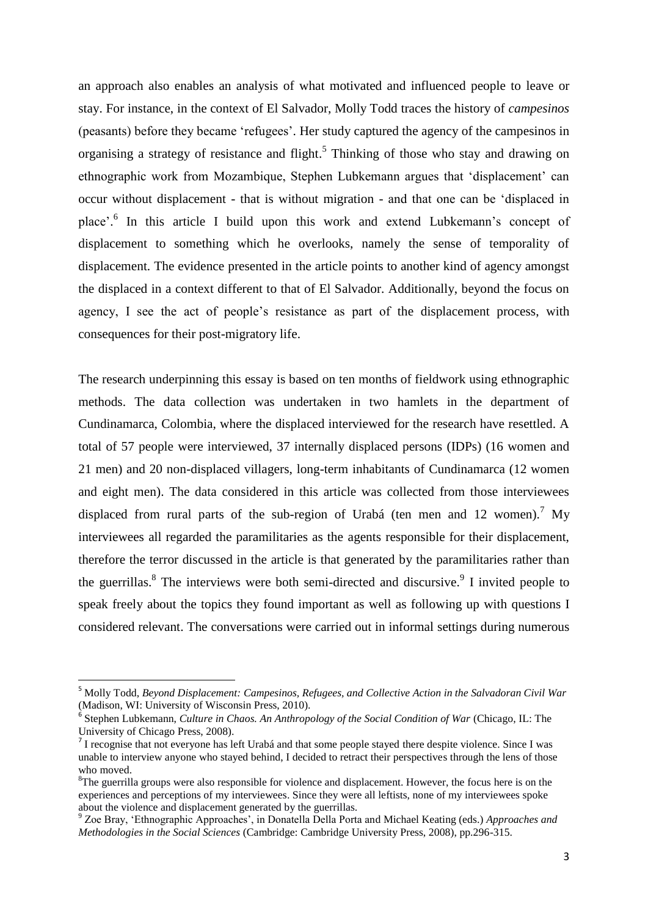an approach also enables an analysis of what motivated and influenced people to leave or stay. For instance, in the context of El Salvador, Molly Todd traces the history of *campesinos* (peasants) before they became 'refugees'. Her study captured the agency of the campesinos in organising a strategy of resistance and flight.[5] Thinking of those who stay and drawing on ethnographic work from Mozambique, Stephen Lubkemann argues that 'displacement' can occur without displacement - that is without migration - and that one can be 'displaced in place'.[6] In this article I build upon this work and extend Lubkemann's concept of displacement to something which he overlooks, namely the sense of temporality of displacement. The evidence presented in the article points to another kind of agency amongst the displaced in a context different to that of El Salvador. Additionally, beyond the focus on agency, I see the act of people's resistance as part of the displacement process, with consequences for their post-migratory life.

The research underpinning this essay is based on ten months of fieldwork using ethnographic methods. The data collection was undertaken in two hamlets in the department of Cundinamarca, Colombia, where the displaced interviewed for the research have resettled. A total of 57 people were interviewed, 37 internally displaced persons (IDPs) (16 women and 21 men) and 20 non-displaced villagers, long-term inhabitants of Cundinamarca (12 women and eight men). The data considered in this article was collected from those interviewees displaced from rural parts of the sub-region of Urabá (ten men and 12 women).[7] My interviewees all regarded the paramilitaries as the agents responsible for their displacement, therefore the terror discussed in the article is that generated by the paramilitaries rather than the guerrillas.[8] The interviews were both semi-directed and discursive.[9] I invited people to speak freely about the topics they found important as well as following up with questions I considered relevant. The conversations were carried out in informal settings during numerous

---

[5] Molly Todd, *Beyond Displacement: Campesinos, Refugees, and Collective Action in the Salvadoran Civil War* (Madison, WI: University of Wisconsin Press, 2010).

[6] Stephen Lubkemann, *Culture in Chaos. An Anthropology of the Social Condition of War* (Chicago, IL: The University of Chicago Press, 2008).

[7] I recognise that not everyone has left Urabá and that some people stayed there despite violence. Since I was unable to interview anyone who stayed behind, I decided to retract their perspectives through the lens of those who moved.

[8] The guerrilla groups were also responsible for violence and displacement. However, the focus here is on the experiences and perceptions of my interviewees. Since they were all leftists, none of my interviewees spoke about the violence and displacement generated by the guerrillas.

[9] Zoe Bray, 'Ethnographic Approaches', in Donatella Della Porta and Michael Keating (eds.) *Approaches and Methodologies in the Social Sciences* (Cambridge: Cambridge University Press, 2008), pp.296-315.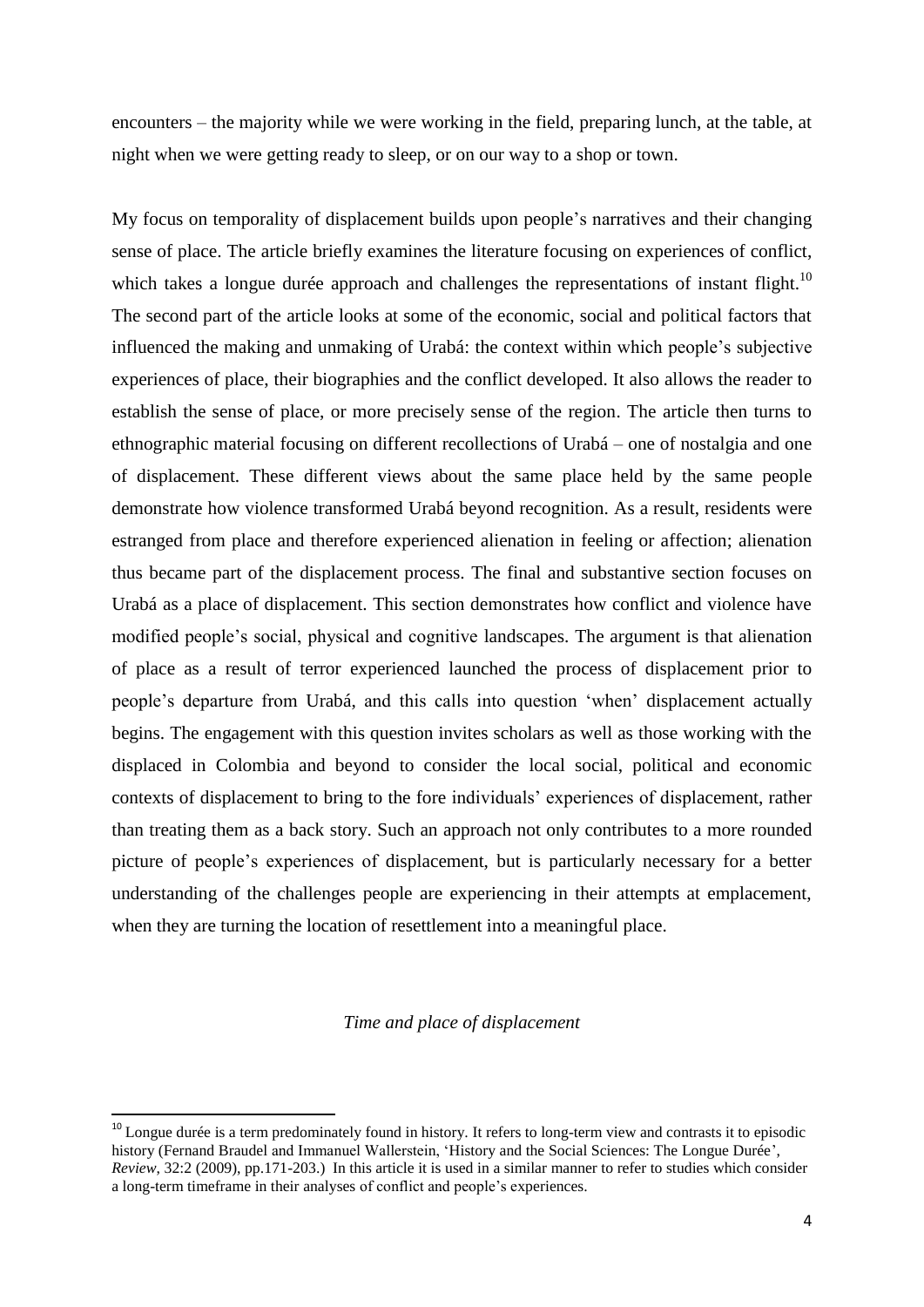encounters – the majority while we were working in the field, preparing lunch, at the table, at night when we were getting ready to sleep, or on our way to a shop or town.

My focus on temporality of displacement builds upon people's narratives and their changing sense of place. The article briefly examines the literature focusing on experiences of conflict, which takes a longue durée approach and challenges the representations of instant flight.[10] The second part of the article looks at some of the economic, social and political factors that influenced the making and unmaking of Urabá: the context within which people's subjective experiences of place, their biographies and the conflict developed. It also allows the reader to establish the sense of place, or more precisely sense of the region. The article then turns to ethnographic material focusing on different recollections of Urabá – one of nostalgia and one of displacement. These different views about the same place held by the same people demonstrate how violence transformed Urabá beyond recognition. As a result, residents were estranged from place and therefore experienced alienation in feeling or affection; alienation thus became part of the displacement process. The final and substantive section focuses on Urabá as a place of displacement. This section demonstrates how conflict and violence have modified people's social, physical and cognitive landscapes. The argument is that alienation of place as a result of terror experienced launched the process of displacement prior to people's departure from Urabá, and this calls into question 'when' displacement actually begins. The engagement with this question invites scholars as well as those working with the displaced in Colombia and beyond to consider the local social, political and economic contexts of displacement to bring to the fore individuals' experiences of displacement, rather than treating them as a back story. Such an approach not only contributes to a more rounded picture of people's experiences of displacement, but is particularly necessary for a better understanding of the challenges people are experiencing in their attempts at emplacement, when they are turning the location of resettlement into a meaningful place.

## *Time and place of displacement*

[10] Longue durée is a term predominately found in history. It refers to long-term view and contrasts it to episodic history (Fernand Braudel and Immanuel Wallerstein, 'History and the Social Sciences: The Longue Durée', *Review*, 32:2 (2009), pp.171-203.) In this article it is used in a similar manner to refer to studies which consider a long-term timeframe in their analyses of conflict and people's experiences.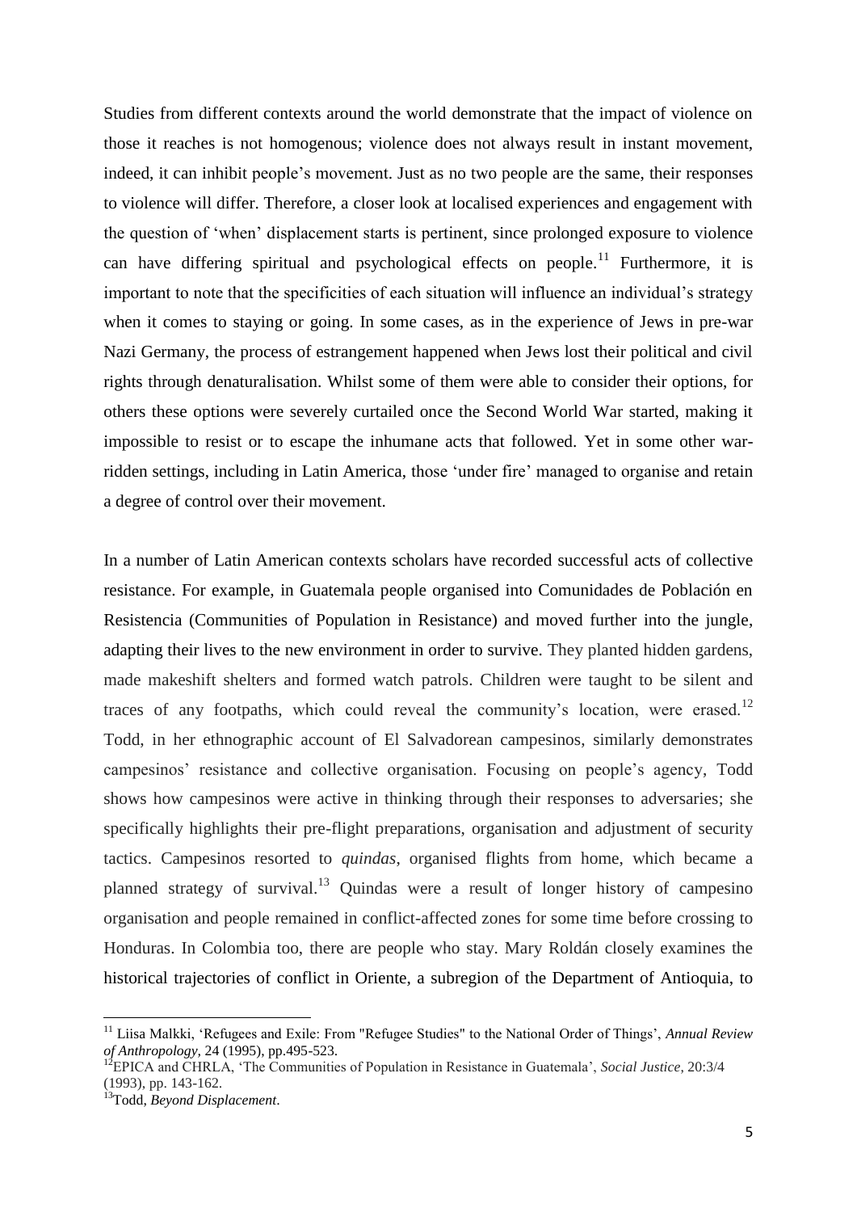Studies from different contexts around the world demonstrate that the impact of violence on those it reaches is not homogenous; violence does not always result in instant movement, indeed, it can inhibit people's movement. Just as no two people are the same, their responses to violence will differ. Therefore, a closer look at localised experiences and engagement with the question of 'when' displacement starts is pertinent, since prolonged exposure to violence can have differing spiritual and psychological effects on people.[11] Furthermore, it is important to note that the specificities of each situation will influence an individual's strategy when it comes to staying or going. In some cases, as in the experience of Jews in pre-war Nazi Germany, the process of estrangement happened when Jews lost their political and civil rights through denaturalisation. Whilst some of them were able to consider their options, for others these options were severely curtailed once the Second World War started, making it impossible to resist or to escape the inhumane acts that followed. Yet in some other war-ridden settings, including in Latin America, those 'under fire' managed to organise and retain a degree of control over their movement.

In a number of Latin American contexts scholars have recorded successful acts of collective resistance. For example, in Guatemala people organised into Comunidades de Población en Resistencia (Communities of Population in Resistance) and moved further into the jungle, adapting their lives to the new environment in order to survive. They planted hidden gardens, made makeshift shelters and formed watch patrols. Children were taught to be silent and traces of any footpaths, which could reveal the community's location, were erased.[12] Todd, in her ethnographic account of El Salvadorean campesinos, similarly demonstrates campesinos' resistance and collective organisation. Focusing on people's agency, Todd shows how campesinos were active in thinking through their responses to adversaries; she specifically highlights their pre-flight preparations, organisation and adjustment of security tactics. Campesinos resorted to *guindas*, organised flights from home, which became a planned strategy of survival.[13] Guindas were a result of longer history of campesino organisation and people remained in conflict-affected zones for some time before crossing to Honduras. In Colombia too, there are people who stay. Mary Roldán closely examines the historical trajectories of conflict in Oriente, a subregion of the Department of Antioquia, to

---

[11] Liisa Malkki, 'Refugees and Exile: From "Refugee Studies" to the National Order of Things', *Annual Review of Anthropology*, 24 (1995), pp.495-523.

[12] EPICA and CHRLA, 'The Communities of Population in Resistance in Guatemala', *Social Justice*, 20:3/4 (1993), pp. 143-162.

[13] Todd, *Beyond Displacement*.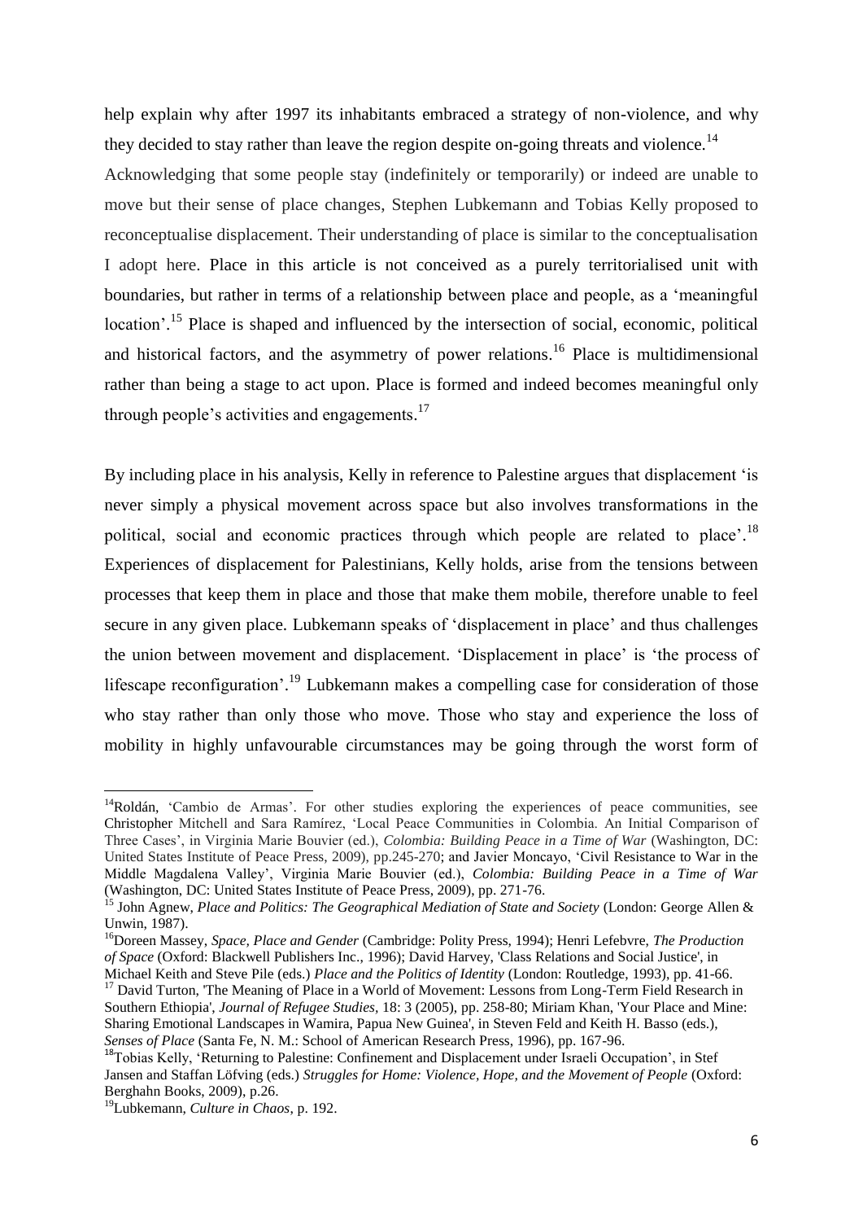help explain why after 1997 its inhabitants embraced a strategy of non-violence, and why they decided to stay rather than leave the region despite on-going threats and violence.[14]

Acknowledging that some people stay (indefinitely or temporarily) or indeed are unable to move but their sense of place changes, Stephen Lubkemann and Tobias Kelly proposed to reconceptualise displacement. Their understanding of place is similar to the conceptualisation I adopt here. Place in this article is not conceived as a purely territorialised unit with boundaries, but rather in terms of a relationship between place and people, as a 'meaningful location'.[15] Place is shaped and influenced by the intersection of social, economic, political and historical factors, and the asymmetry of power relations.[16] Place is multidimensional rather than being a stage to act upon. Place is formed and indeed becomes meaningful only through people's activities and engagements.[17]

By including place in his analysis, Kelly in reference to Palestine argues that displacement 'is never simply a physical movement across space but also involves transformations in the political, social and economic practices through which people are related to place'.[18] Experiences of displacement for Palestinians, Kelly holds, arise from the tensions between processes that keep them in place and those that make them mobile, therefore unable to feel secure in any given place. Lubkemann speaks of 'displacement in place' and thus challenges the union between movement and displacement. 'Displacement in place' is 'the process of lifescape reconfiguration'.[19] Lubkemann makes a compelling case for consideration of those who stay rather than only those who move. Those who stay and experience the loss of mobility in highly unfavourable circumstances may be going through the worst form of

---

[14] Roldán, 'Cambio de Armas'. For other studies exploring the experiences of peace communities, see Christopher Mitchell and Sara Ramírez, 'Local Peace Communities in Colombia. An Initial Comparison of Three Cases', in Virginia Marie Bouvier (ed.), *Colombia: Building Peace in a Time of War* (Washington, DC: United States Institute of Peace Press, 2009), pp.245-270; and Javier Moncayo, 'Civil Resistance to War in the Middle Magdalena Valley', Virginia Marie Bouvier (ed.), *Colombia: Building Peace in a Time of War* (Washington, DC: United States Institute of Peace Press, 2009), pp. 271-76.

[15] John Agnew, *Place and Politics: The Geographical Mediation of State and Society* (London: George Allen & Unwin, 1987).

[16] Doreen Massey, *Space, Place and Gender* (Cambridge: Polity Press, 1994); Henri Lefebvre, *The Production of Space* (Oxford: Blackwell Publishers Inc., 1996); David Harvey, 'Class Relations and Social Justice', in Michael Keith and Steve Pile (eds.) *Place and the Politics of Identity* (London: Routledge, 1993), pp. 41-66.

[17] David Turton, 'The Meaning of Place in a World of Movement: Lessons from Long-Term Field Research in Southern Ethiopia', *Journal of Refugee Studies*, 18: 3 (2005), pp. 258-80; Miriam Khan, 'Your Place and Mine: Sharing Emotional Landscapes in Wamira, Papua New Guinea', in Steven Feld and Keith H. Basso (eds.), *Senses of Place* (Santa Fe, N. M.: School of American Research Press, 1996), pp. 167-96.

[18] Tobias Kelly, 'Returning to Palestine: Confinement and Displacement under Israeli Occupation', in Stef Jansen and Staffan Löfving (eds.) *Struggles for Home: Violence, Hope, and the Movement of People* (Oxford: Berghahn Books, 2009), p.26.

[19] Lubkemann, *Culture in Chaos*, p. 192.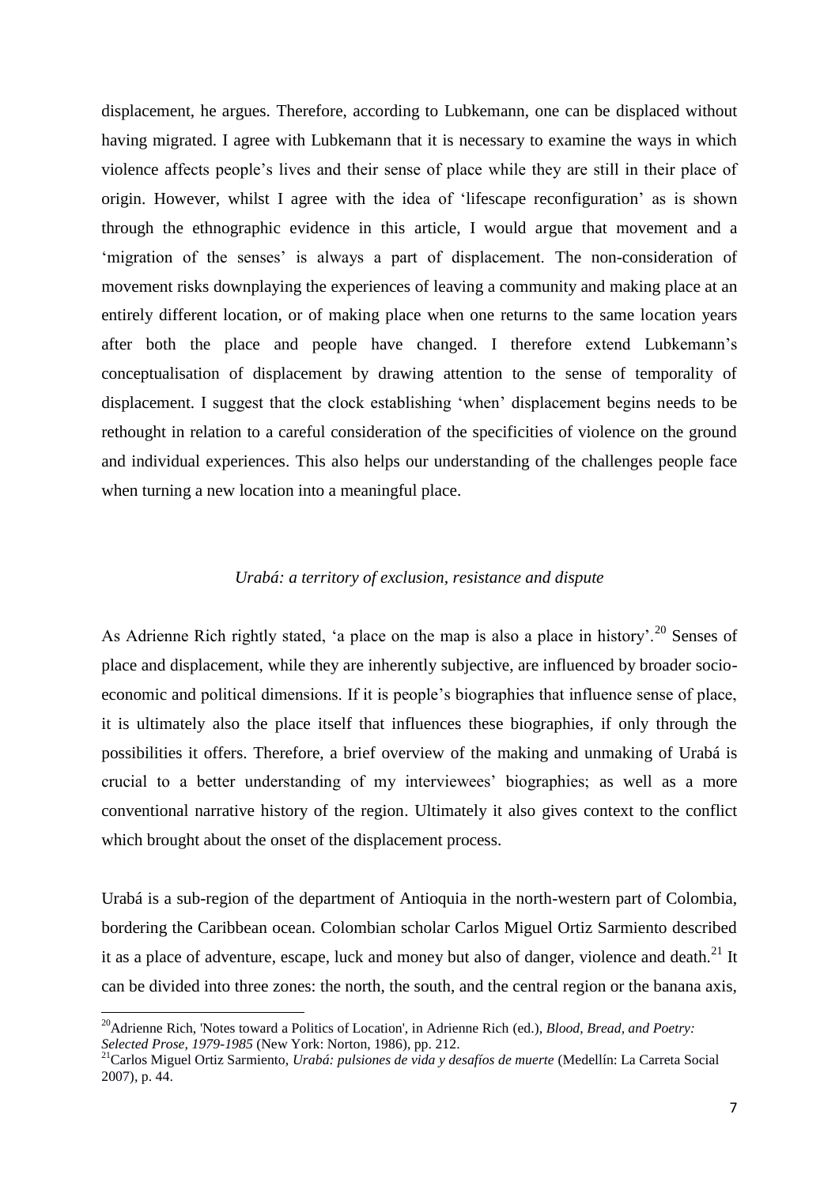displacement, he argues. Therefore, according to Lubkemann, one can be displaced without having migrated. I agree with Lubkemann that it is necessary to examine the ways in which violence affects people's lives and their sense of place while they are still in their place of origin. However, whilst I agree with the idea of 'lifescape reconfiguration' as is shown through the ethnographic evidence in this article, I would argue that movement and a 'migration of the senses' is always a part of displacement. The non-consideration of movement risks downplaying the experiences of leaving a community and making place at an entirely different location, or of making place when one returns to the same location years after both the place and people have changed. I therefore extend Lubkemann's conceptualisation of displacement by drawing attention to the sense of temporality of displacement. I suggest that the clock establishing 'when' displacement begins needs to be rethought in relation to a careful consideration of the specificities of violence on the ground and individual experiences. This also helps our understanding of the challenges people face when turning a new location into a meaningful place.

### *Urabá: a territory of exclusion, resistance and dispute*

As Adrienne Rich rightly stated, 'a place on the map is also a place in history'.[20] Senses of place and displacement, while they are inherently subjective, are influenced by broader socio-economic and political dimensions. If it is people's biographies that influence sense of place, it is ultimately also the place itself that influences these biographies, if only through the possibilities it offers. Therefore, a brief overview of the making and unmaking of Urabá is crucial to a better understanding of my interviewees' biographies; as well as a more conventional narrative history of the region. Ultimately it also gives context to the conflict which brought about the onset of the displacement process.

Urabá is a sub-region of the department of Antioquia in the north-western part of Colombia, bordering the Caribbean ocean. Colombian scholar Carlos Miguel Ortiz Sarmiento described it as a place of adventure, escape, luck and money but also of danger, violence and death.[21] It can be divided into three zones: the north, the south, and the central region or the banana axis,

[20] Adrienne Rich, 'Notes toward a Politics of Location', in Adrienne Rich (ed.), *Blood, Bread, and Poetry: Selected Prose, 1979-1985* (New York: Norton, 1986), pp. 212.

[21] Carlos Miguel Ortiz Sarmiento, *Urabá: pulsiones de vida y desafíos de muerte* (Medellín: La Carreta Social 2007), p. 44.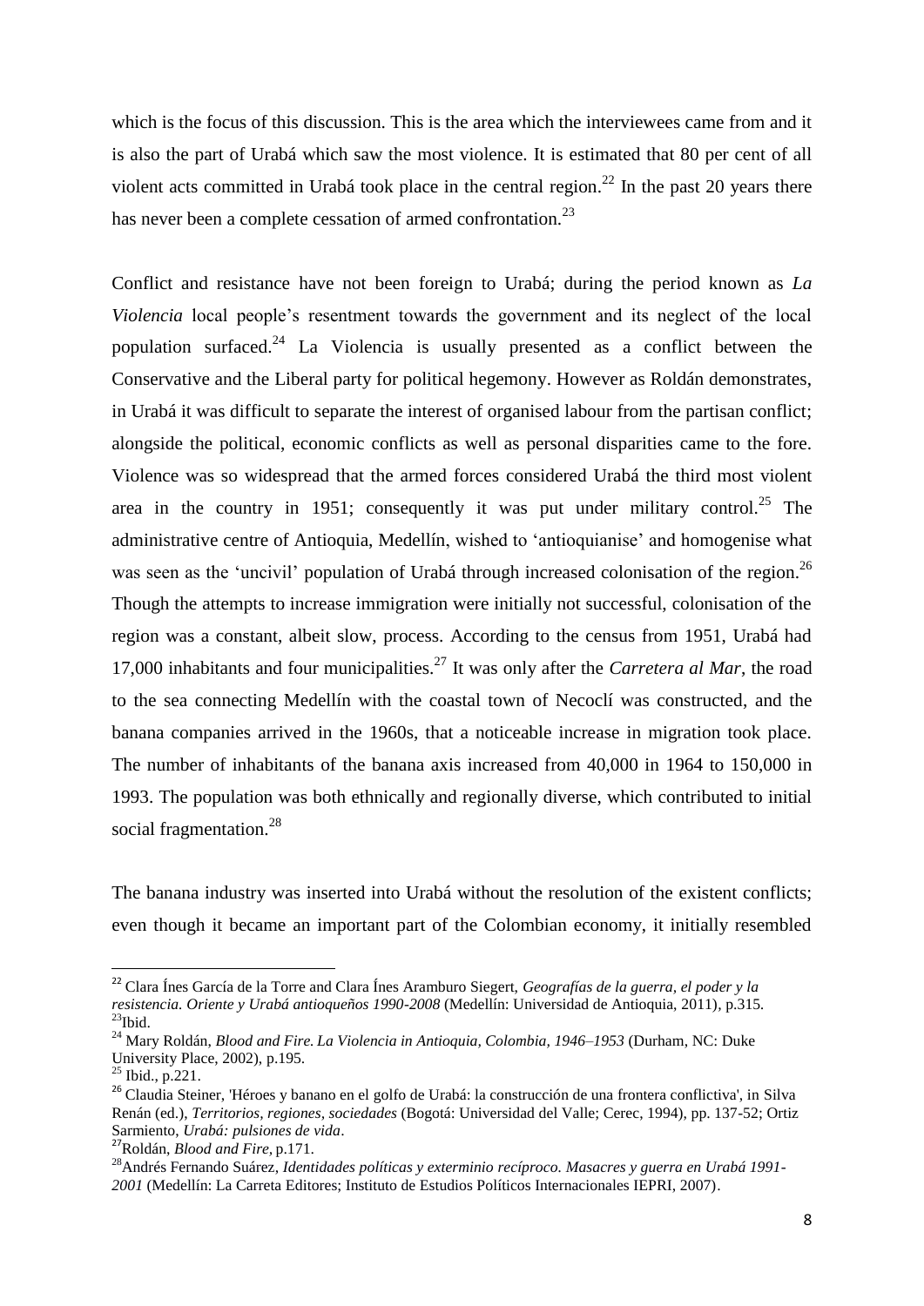which is the focus of this discussion. This is the area which the interviewees came from and it is also the part of Urabá which saw the most violence. It is estimated that 80 per cent of all violent acts committed in Urabá took place in the central region.[22] In the past 20 years there has never been a complete cessation of armed confrontation.[23]

Conflict and resistance have not been foreign to Urabá; during the period known as *La Violencia* local people's resentment towards the government and its neglect of the local population surfaced.[24] La Violencia is usually presented as a conflict between the Conservative and the Liberal party for political hegemony. However as Roldán demonstrates, in Urabá it was difficult to separate the interest of organised labour from the partisan conflict; alongside the political, economic conflicts as well as personal disparities came to the fore. Violence was so widespread that the armed forces considered Urabá the third most violent area in the country in 1951; consequently it was put under military control.[25] The administrative centre of Antioquia, Medellín, wished to 'antioquianise' and homogenise what was seen as the 'uncivil' population of Urabá through increased colonisation of the region.[26] Though the attempts to increase immigration were initially not successful, colonisation of the region was a constant, albeit slow, process. According to the census from 1951, Urabá had 17,000 inhabitants and four municipalities.[27] It was only after the *Carretera al Mar*, the road to the sea connecting Medellín with the coastal town of Necoclí was constructed, and the banana companies arrived in the 1960s, that a noticeable increase in migration took place. The number of inhabitants of the banana axis increased from 40,000 in 1964 to 150,000 in 1993. The population was both ethnically and regionally diverse, which contributed to initial social fragmentation.[28]

The banana industry was inserted into Urabá without the resolution of the existent conflicts; even though it became an important part of the Colombian economy, it initially resembled

---

[22] Clara Ínes García de la Torre and Clara Ínes Aramburo Siegert, *Geografías de la guerra, el poder y la resistencia. Oriente y Urabá antioqueños 1990-2008* (Medellín: Universidad de Antioquia, 2011), p.315.
[23] Ibid.
[24] Mary Roldán, *Blood and Fire. La Violencia in Antioquia, Colombia, 1946–1953* (Durham, NC: Duke University Place, 2002), p.195.
[25] Ibid., p.221.
[26] Claudia Steiner, 'Héroes y banano en el golfo de Urabá: la construcción de una frontera conflictiva', in Silva Renán (ed.), *Territorios, regiones, sociedades* (Bogotá: Universidad del Valle; Cerec, 1994), pp. 137-52; Ortiz Sarmiento, *Urabá: pulsiones de vida*.
[27] Roldán, *Blood and Fire,* p.171.
[28] Andrés Fernando Suárez, *Identidades políticas y exterminio recíproco. Masacres y guerra en Urabá 1991-2001* (Medellín: La Carreta Editores; Instituto de Estudios Políticos Internacionales IEPRI, 2007).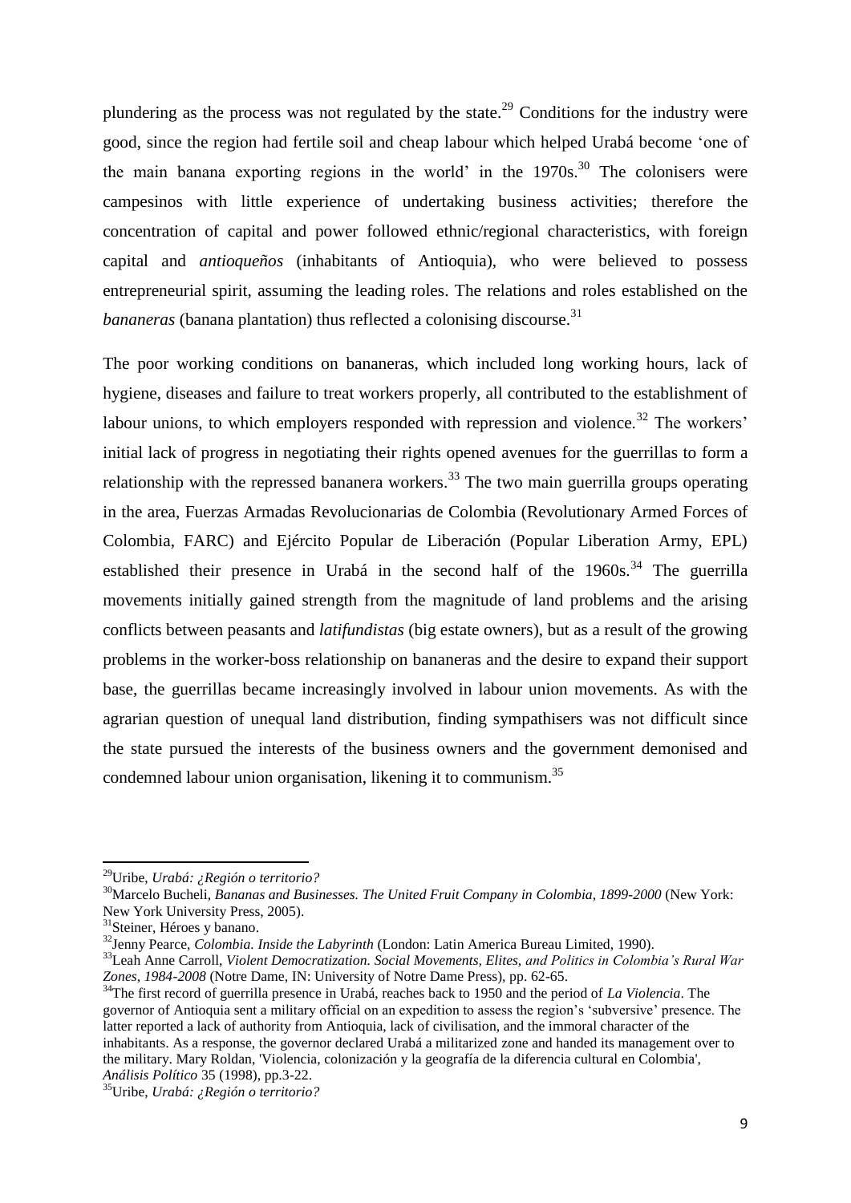plundering as the process was not regulated by the state.[29] Conditions for the industry were good, since the region had fertile soil and cheap labour which helped Urabá become 'one of the main banana exporting regions in the world' in the 1970s.[30] The colonisers were campesinos with little experience of undertaking business activities; therefore the concentration of capital and power followed ethnic/regional characteristics, with foreign capital and *antioqueños* (inhabitants of Antioquia), who were believed to possess entrepreneurial spirit, assuming the leading roles. The relations and roles established on the *bananeras* (banana plantation) thus reflected a colonising discourse.[31]

The poor working conditions on bananeras, which included long working hours, lack of hygiene, diseases and failure to treat workers properly, all contributed to the establishment of labour unions, to which employers responded with repression and violence.[32] The workers' initial lack of progress in negotiating their rights opened avenues for the guerrillas to form a relationship with the repressed bananera workers.[33] The two main guerrilla groups operating in the area, Fuerzas Armadas Revolucionarias de Colombia (Revolutionary Armed Forces of Colombia, FARC) and Ejército Popular de Liberación (Popular Liberation Army, EPL) established their presence in Urabá in the second half of the 1960s.[34] The guerrilla movements initially gained strength from the magnitude of land problems and the arising conflicts between peasants and *latifundistas* (big estate owners), but as a result of the growing problems in the worker-boss relationship on bananeras and the desire to expand their support base, the guerrillas became increasingly involved in labour union movements. As with the agrarian question of unequal land distribution, finding sympathisers was not difficult since the state pursued the interests of the business owners and the government demonised and condemned labour union organisation, likening it to communism.[35]

---

[29] Uribe, *Urabá: ¿Región o territorio?*

[30] Marcelo Bucheli, *Bananas and Businesses. The United Fruit Company in Colombia, 1899-2000* (New York: New York University Press, 2005).

[31] Steiner, Héroes y banano.

[32] Jenny Pearce, *Colombia. Inside the Labyrinth* (London: Latin America Bureau Limited, 1990).

[33] Leah Anne Carroll, *Violent Democratization. Social Movements, Elites, and Politics in Colombia's Rural War Zones, 1984-2008* (Notre Dame, IN: University of Notre Dame Press), pp. 62-65.

[34] The first record of guerrilla presence in Urabá, reaches back to 1950 and the period of *La Violencia*. The governor of Antioquia sent a military official on an expedition to assess the region's 'subversive' presence. The latter reported a lack of authority from Antioquia, lack of civilisation, and the immoral character of the inhabitants. As a response, the governor declared Urabá a militarized zone and handed its management over to the military. Mary Roldan, 'Violencia, colonización y la geografía de la diferencia cultural en Colombia', *Análisis Político* 35 (1998), pp.3-22.

[35] Uribe, *Urabá: ¿Región o territorio?*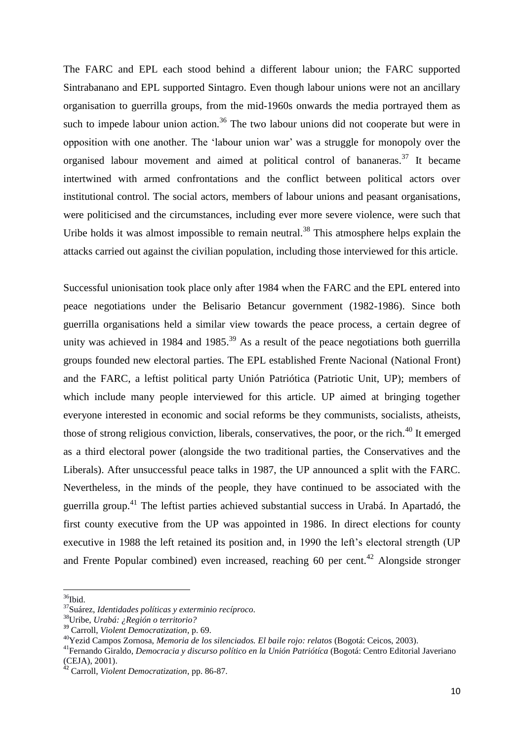The FARC and EPL each stood behind a different labour union; the FARC supported Sintrabanano and EPL supported Sintagro. Even though labour unions were not an ancillary organisation to guerrilla groups, from the mid-1960s onwards the media portrayed them as such to impede labour union action.[36] The two labour unions did not cooperate but were in opposition with one another. The 'labour union war' was a struggle for monopoly over the organised labour movement and aimed at political control of bananeras.[37] It became intertwined with armed confrontations and the conflict between political actors over institutional control. The social actors, members of labour unions and peasant organisations, were politicised and the circumstances, including ever more severe violence, were such that Uribe holds it was almost impossible to remain neutral.[38] This atmosphere helps explain the attacks carried out against the civilian population, including those interviewed for this article.

Successful unionisation took place only after 1984 when the FARC and the EPL entered into peace negotiations under the Belisario Betancur government (1982-1986). Since both guerrilla organisations held a similar view towards the peace process, a certain degree of unity was achieved in 1984 and 1985.[39] As a result of the peace negotiations both guerrilla groups founded new electoral parties. The EPL established Frente Nacional (National Front) and the FARC, a leftist political party Unión Patriótica (Patriotic Unit, UP); members of which include many people interviewed for this article. UP aimed at bringing together everyone interested in economic and social reforms be they communists, socialists, atheists, those of strong religious conviction, liberals, conservatives, the poor, or the rich.[40] It emerged as a third electoral power (alongside the two traditional parties, the Conservatives and the Liberals). After unsuccessful peace talks in 1987, the UP announced a split with the FARC. Nevertheless, in the minds of the people, they have continued to be associated with the guerrilla group.[41] The leftist parties achieved substantial success in Urabá. In Apartadó, the first county executive from the UP was appointed in 1986. In direct elections for county executive in 1988 the left retained its position and, in 1990 the left's electoral strength (UP and Frente Popular combined) even increased, reaching 60 per cent.[42] Alongside stronger

[36] Ibid.

[37] Suárez, *Identidades políticas y exterminio recíproco*.

[38] Uribe, *Urabá: ¿Región o territorio?*

[39] Carroll, *Violent Democratization*, p. 69.

[40] Yezid Campos Zornosa, *Memoria de los silenciados. El baile rojo: relatos* (Bogotá: Ceicos, 2003).

[41] Fernando Giraldo, *Democracia y discurso político en la Unión Patriótica* (Bogotá: Centro Editorial Javeriano (CEJA), 2001).

[42] Carroll, *Violent Democratization*, pp. 86-87.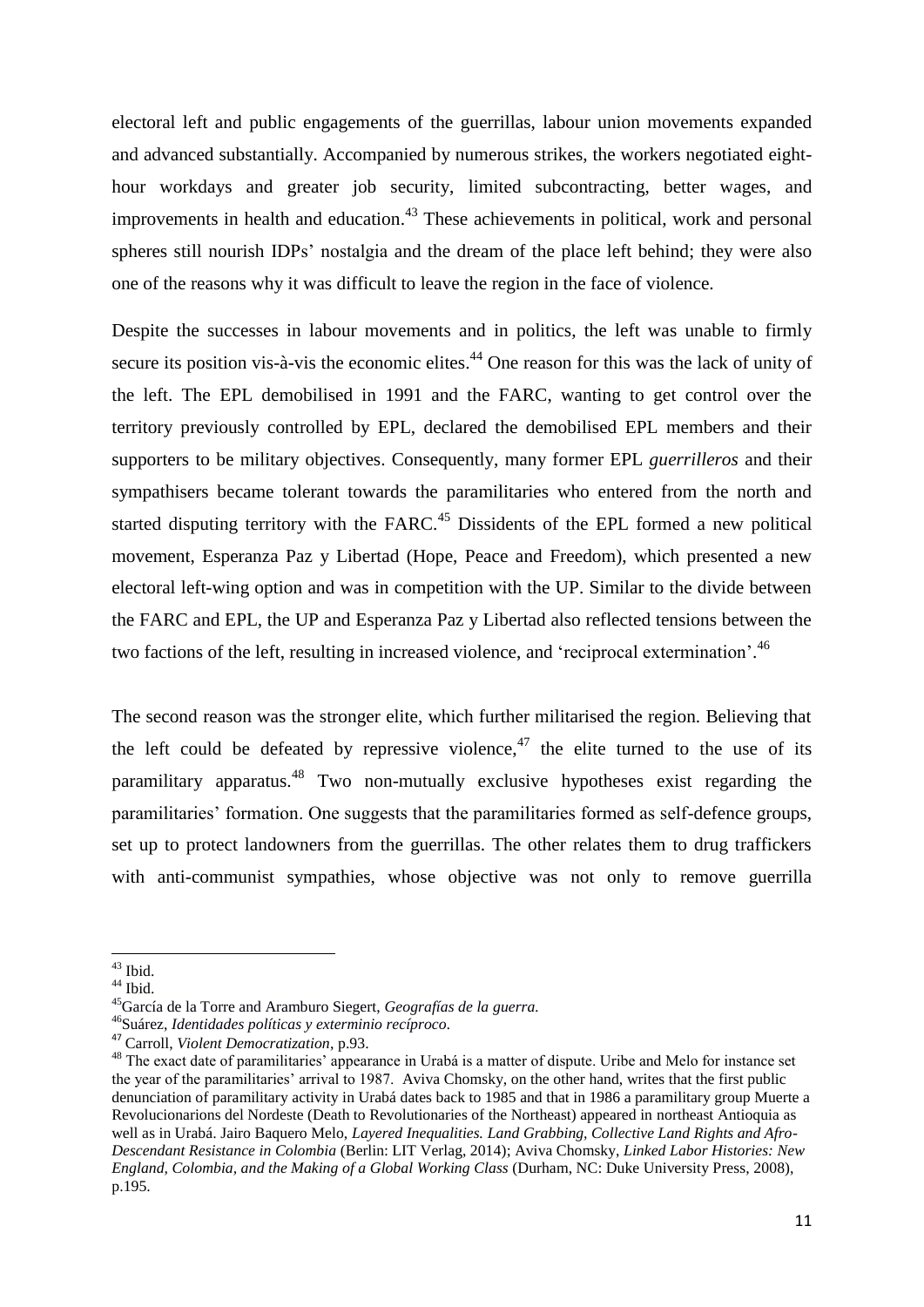electoral left and public engagements of the guerrillas, labour union movements expanded and advanced substantially. Accompanied by numerous strikes, the workers negotiated eight-hour workdays and greater job security, limited subcontracting, better wages, and improvements in health and education.[43] These achievements in political, work and personal spheres still nourish IDPs' nostalgia and the dream of the place left behind; they were also one of the reasons why it was difficult to leave the region in the face of violence.

Despite the successes in labour movements and in politics, the left was unable to firmly secure its position vis-à-vis the economic elites.[44] One reason for this was the lack of unity of the left. The EPL demobilised in 1991 and the FARC, wanting to get control over the territory previously controlled by EPL, declared the demobilised EPL members and their supporters to be military objectives. Consequently, many former EPL *guerrilleros* and their sympathisers became tolerant towards the paramilitaries who entered from the north and started disputing territory with the FARC.[45] Dissidents of the EPL formed a new political movement, Esperanza Paz y Libertad (Hope, Peace and Freedom), which presented a new electoral left-wing option and was in competition with the UP. Similar to the divide between the FARC and EPL, the UP and Esperanza Paz y Libertad also reflected tensions between the two factions of the left, resulting in increased violence, and 'reciprocal extermination'.[46]

The second reason was the stronger elite, which further militarised the region. Believing that the left could be defeated by repressive violence,[47] the elite turned to the use of its paramilitary apparatus.[48] Two non-mutually exclusive hypotheses exist regarding the paramilitaries' formation. One suggests that the paramilitaries formed as self-defence groups, set up to protect landowners from the guerrillas. The other relates them to drug traffickers with anti-communist sympathies, whose objective was not only to remove guerrilla

---

[43] Ibid.

[44] Ibid.

[45] García de la Torre and Aramburo Siegert, *Geografías de la guerra.*

[46] Suárez, *Identidades políticas y exterminio recíproco*.

[47] Carroll, *Violent Democratization*, p.93.

[48] The exact date of paramilitaries' appearance in Urabá is a matter of dispute. Uribe and Melo for instance set the year of the paramilitaries' arrival to 1987. Aviva Chomsky, on the other hand, writes that the first public denunciation of paramilitary activity in Urabá dates back to 1985 and that in 1986 a paramilitary group Muerte a Revolucionarions del Nordeste (Death to Revolutionaries of the Northeast) appeared in northeast Antioquia as well as in Urabá. Jairo Baquero Melo, *Layered Inequalities. Land Grabbing, Collective Land Rights and Afro-Descendant Resistance in Colombia* (Berlin: LIT Verlag, 2014); Aviva Chomsky, *Linked Labor Histories: New England, Colombia, and the Making of a Global Working Class* (Durham, NC: Duke University Press, 2008), p.195.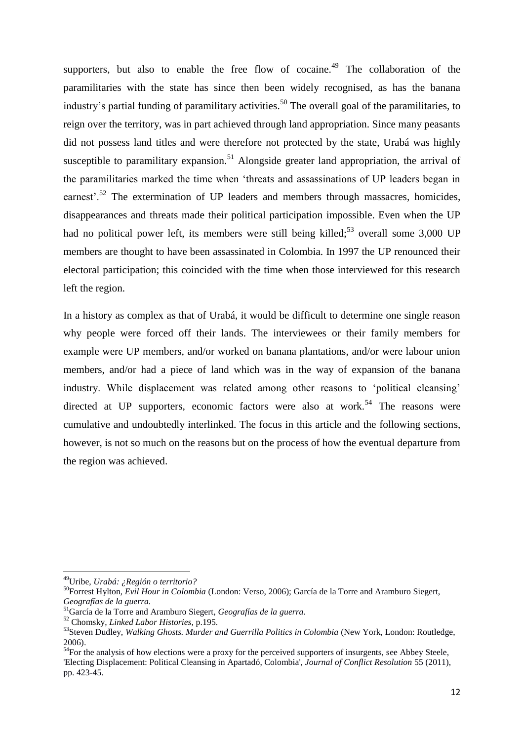supporters, but also to enable the free flow of cocaine.[49] The collaboration of the paramilitaries with the state has since then been widely recognised, as has the banana industry's partial funding of paramilitary activities.[50] The overall goal of the paramilitaries, to reign over the territory, was in part achieved through land appropriation. Since many peasants did not possess land titles and were therefore not protected by the state, Urabá was highly susceptible to paramilitary expansion.[51] Alongside greater land appropriation, the arrival of the paramilitaries marked the time when 'threats and assassinations of UP leaders began in earnest'.[52] The extermination of UP leaders and members through massacres, homicides, disappearances and threats made their political participation impossible. Even when the UP had no political power left, its members were still being killed;[53] overall some 3,000 UP members are thought to have been assassinated in Colombia. In 1997 the UP renounced their electoral participation; this coincided with the time when those interviewed for this research left the region.

In a history as complex as that of Urabá, it would be difficult to determine one single reason why people were forced off their lands. The interviewees or their family members for example were UP members, and/or worked on banana plantations, and/or were labour union members, and/or had a piece of land which was in the way of expansion of the banana industry. While displacement was related among other reasons to 'political cleansing' directed at UP supporters, economic factors were also at work.[54] The reasons were cumulative and undoubtedly interlinked. The focus in this article and the following sections, however, is not so much on the reasons but on the process of how the eventual departure from the region was achieved.

---

[49] Uribe, *Urabá: ¿Región o territorio?*

[50] Forrest Hylton, *Evil Hour in Colombia* (London: Verso, 2006); García de la Torre and Aramburo Siegert, *Geografías de la guerra.*

[51] García de la Torre and Aramburo Siegert, *Geografías de la guerra.*

[52] Chomsky, *Linked Labor Histories*, p.195.

[53] Steven Dudley, *Walking Ghosts. Murder and Guerrilla Politics in Colombia* (New York, London: Routledge, 2006).

[54] For the analysis of how elections were a proxy for the perceived supporters of insurgents, see Abbey Steele, 'Electing Displacement: Political Cleansing in Apartadó, Colombia', *Journal of Conflict Resolution* 55 (2011), pp. 423-45.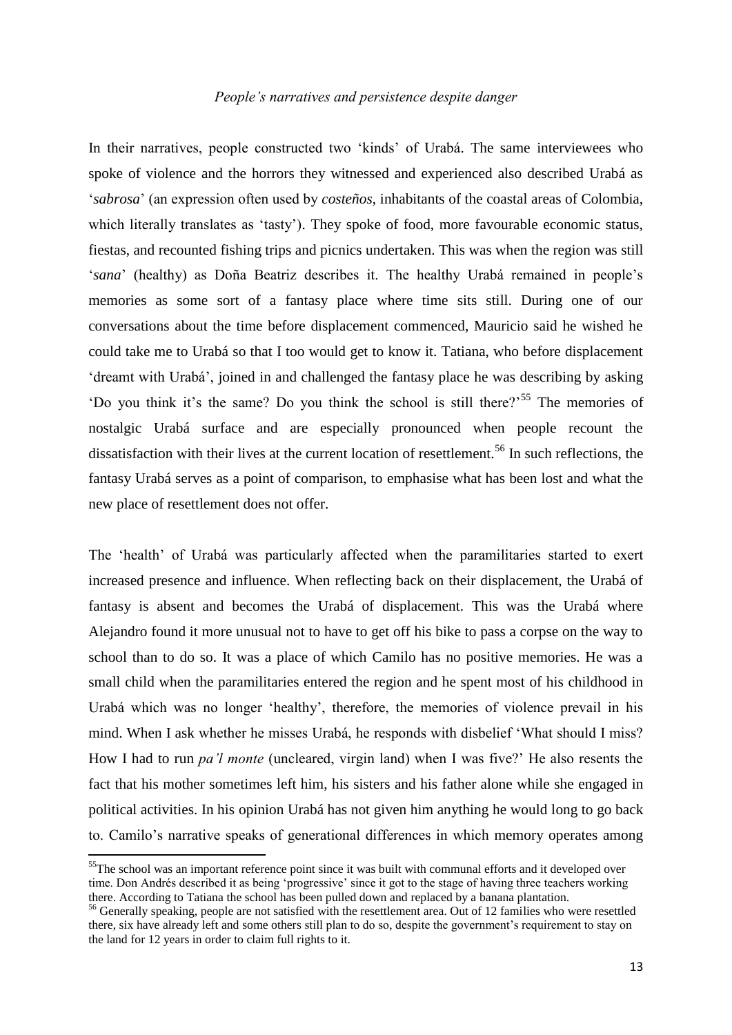*People's narratives and persistence despite danger*

In their narratives, people constructed two 'kinds' of Urabá. The same interviewees who spoke of violence and the horrors they witnessed and experienced also described Urabá as '*sabrosa*' (an expression often used by *costeños*, inhabitants of the coastal areas of Colombia, which literally translates as 'tasty'). They spoke of food, more favourable economic status, fiestas, and recounted fishing trips and picnics undertaken. This was when the region was still '*sana*' (healthy) as Doña Beatriz describes it. The healthy Urabá remained in people's memories as some sort of a fantasy place where time sits still. During one of our conversations about the time before displacement commenced, Mauricio said he wished he could take me to Urabá so that I too would get to know it. Tatiana, who before displacement 'dreamt with Urabá', joined in and challenged the fantasy place he was describing by asking 'Do you think it's the same? Do you think the school is still there?'[55] The memories of nostalgic Urabá surface and are especially pronounced when people recount the dissatisfaction with their lives at the current location of resettlement.[56] In such reflections, the fantasy Urabá serves as a point of comparison, to emphasise what has been lost and what the new place of resettlement does not offer.

The 'health' of Urabá was particularly affected when the paramilitaries started to exert increased presence and influence. When reflecting back on their displacement, the Urabá of fantasy is absent and becomes the Urabá of displacement. This was the Urabá where Alejandro found it more unusual not to have to get off his bike to pass a corpse on the way to school than to do so. It was a place of which Camilo has no positive memories. He was a small child when the paramilitaries entered the region and he spent most of his childhood in Urabá which was no longer 'healthy', therefore, the memories of violence prevail in his mind. When I ask whether he misses Urabá, he responds with disbelief 'What should I miss? How I had to run *pa'l monte* (uncleared, virgin land) when I was five?' He also resents the fact that his mother sometimes left him, his sisters and his father alone while she engaged in political activities. In his opinion Urabá has not given him anything he would long to go back to. Camilo's narrative speaks of generational differences in which memory operates among

---

[55] The school was an important reference point since it was built with communal efforts and it developed over time. Don Andrés described it as being 'progressive' since it got to the stage of having three teachers working there. According to Tatiana the school has been pulled down and replaced by a banana plantation.

[56] Generally speaking, people are not satisfied with the resettlement area. Out of 12 families who were resettled there, six have already left and some others still plan to do so, despite the government's requirement to stay on the land for 12 years in order to claim full rights to it.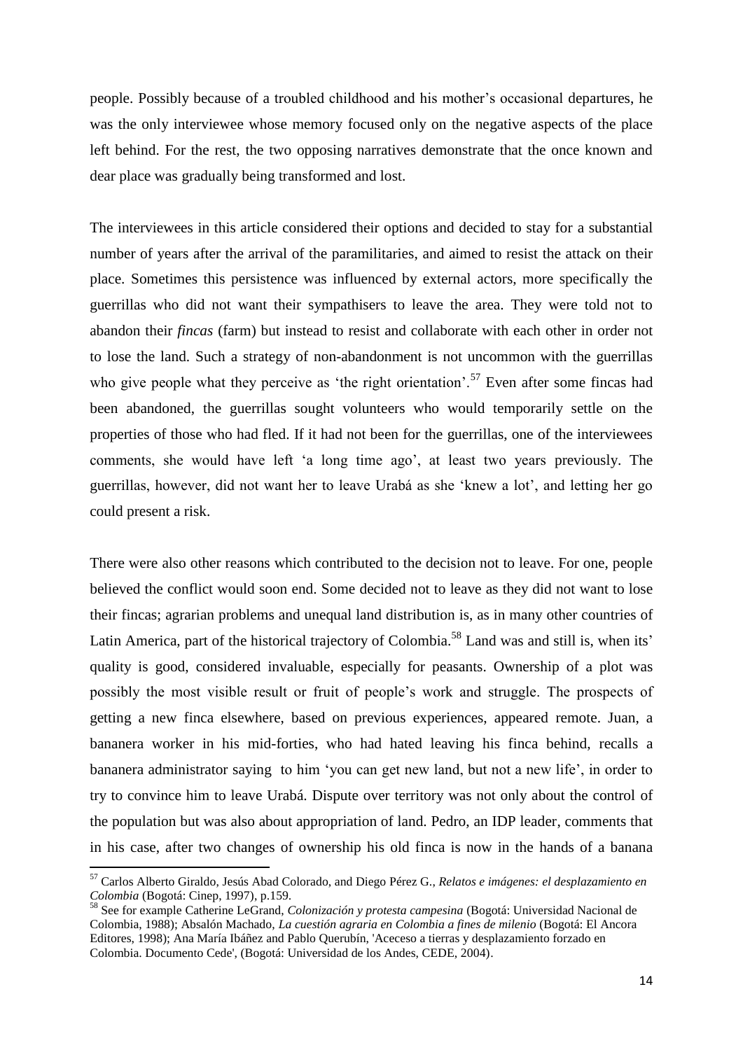people. Possibly because of a troubled childhood and his mother's occasional departures, he was the only interviewee whose memory focused only on the negative aspects of the place left behind. For the rest, the two opposing narratives demonstrate that the once known and dear place was gradually being transformed and lost.

The interviewees in this article considered their options and decided to stay for a substantial number of years after the arrival of the paramilitaries, and aimed to resist the attack on their place. Sometimes this persistence was influenced by external actors, more specifically the guerrillas who did not want their sympathisers to leave the area. They were told not to abandon their *fincas* (farm) but instead to resist and collaborate with each other in order not to lose the land. Such a strategy of non-abandonment is not uncommon with the guerrillas who give people what they perceive as 'the right orientation'.[57] Even after some fincas had been abandoned, the guerrillas sought volunteers who would temporarily settle on the properties of those who had fled. If it had not been for the guerrillas, one of the interviewees comments, she would have left 'a long time ago', at least two years previously. The guerrillas, however, did not want her to leave Urabá as she 'knew a lot', and letting her go could present a risk.

There were also other reasons which contributed to the decision not to leave. For one, people believed the conflict would soon end. Some decided not to leave as they did not want to lose their fincas; agrarian problems and unequal land distribution is, as in many other countries of Latin America, part of the historical trajectory of Colombia.[58] Land was and still is, when its' quality is good, considered invaluable, especially for peasants. Ownership of a plot was possibly the most visible result or fruit of people's work and struggle. The prospects of getting a new finca elsewhere, based on previous experiences, appeared remote. Juan, a bananera worker in his mid-forties, who had hated leaving his finca behind, recalls a bananera administrator saying to him 'you can get new land, but not a new life', in order to try to convince him to leave Urabá. Dispute over territory was not only about the control of the population but was also about appropriation of land. Pedro, an IDP leader, comments that in his case, after two changes of ownership his old finca is now in the hands of a banana

[57] Carlos Alberto Giraldo, Jesús Abad Colorado, and Diego Pérez G., *Relatos e imágenes: el desplazamiento en Colombia* (Bogotá: Cinep, 1997), p.159.

[58] See for example Catherine LeGrand, *Colonización y protesta campesina* (Bogotá: Universidad Nacional de Colombia, 1988); Absalón Machado, *La cuestión agraria en Colombia a fines de milenio* (Bogotá: El Ancora Editores, 1998); Ana María Ibáñez and Pablo Querubín, 'Aceceso a tierras y desplazamiento forzado en Colombia. Documento Cede', (Bogotá: Universidad de los Andes, CEDE, 2004).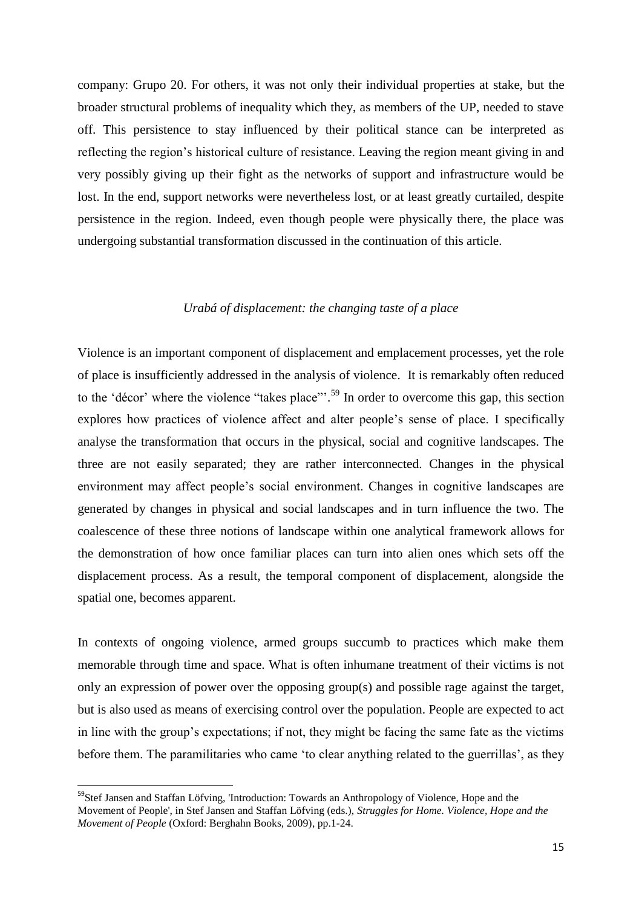company: Grupo 20. For others, it was not only their individual properties at stake, but the broader structural problems of inequality which they, as members of the UP, needed to stave off. This persistence to stay influenced by their political stance can be interpreted as reflecting the region's historical culture of resistance. Leaving the region meant giving in and very possibly giving up their fight as the networks of support and infrastructure would be lost. In the end, support networks were nevertheless lost, or at least greatly curtailed, despite persistence in the region. Indeed, even though people were physically there, the place was undergoing substantial transformation discussed in the continuation of this article.

*Urabá of displacement: the changing taste of a place*

Violence is an important component of displacement and emplacement processes, yet the role of place is insufficiently addressed in the analysis of violence. It is remarkably often reduced to the 'décor' where the violence "takes place"'.[59] In order to overcome this gap, this section explores how practices of violence affect and alter people's sense of place. I specifically analyse the transformation that occurs in the physical, social and cognitive landscapes. The three are not easily separated; they are rather interconnected. Changes in the physical environment may affect people's social environment. Changes in cognitive landscapes are generated by changes in physical and social landscapes and in turn influence the two. The coalescence of these three notions of landscape within one analytical framework allows for the demonstration of how once familiar places can turn into alien ones which sets off the displacement process. As a result, the temporal component of displacement, alongside the spatial one, becomes apparent.

In contexts of ongoing violence, armed groups succumb to practices which make them memorable through time and space. What is often inhumane treatment of their victims is not only an expression of power over the opposing group(s) and possible rage against the target, but is also used as means of exercising control over the population. People are expected to act in line with the group's expectations; if not, they might be facing the same fate as the victims before them. The paramilitaries who came 'to clear anything related to the guerrillas', as they

---

[59] Stef Jansen and Staffan Löfving, 'Introduction: Towards an Anthropology of Violence, Hope and the Movement of People', in Stef Jansen and Staffan Löfving (eds.), *Struggles for Home. Violence, Hope and the Movement of People* (Oxford: Berghahn Books, 2009), pp.1-24.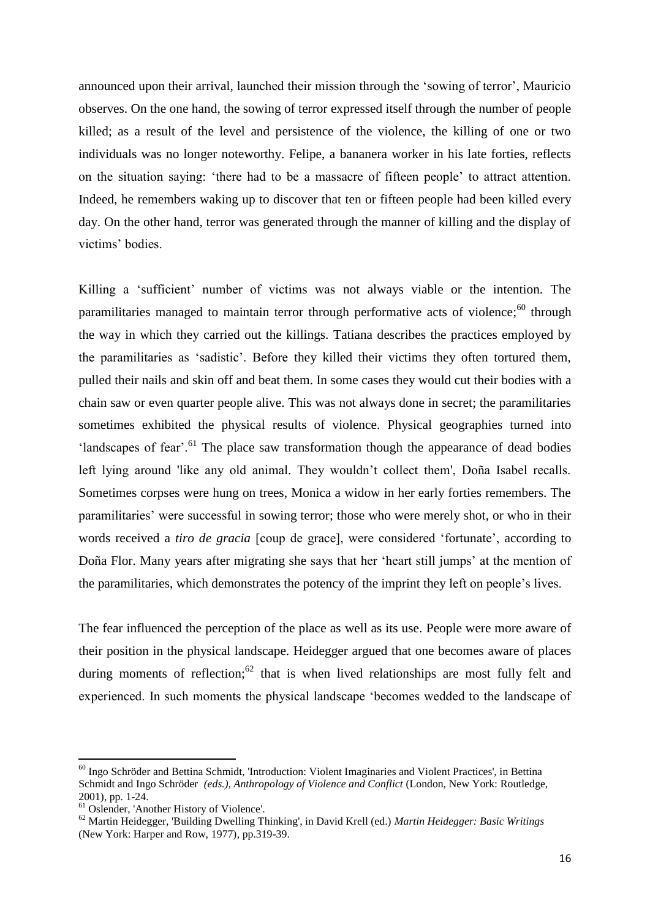announced upon their arrival, launched their mission through the 'sowing of terror', Mauricio observes. On the one hand, the sowing of terror expressed itself through the number of people killed; as a result of the level and persistence of the violence, the killing of one or two individuals was no longer noteworthy. Felipe, a bananera worker in his late forties, reflects on the situation saying: 'there had to be a massacre of fifteen people' to attract attention. Indeed, he remembers waking up to discover that ten or fifteen people had been killed every day. On the other hand, terror was generated through the manner of killing and the display of victims' bodies.

Killing a 'sufficient' number of victims was not always viable or the intention. The paramilitaries managed to maintain terror through performative acts of violence;[60] through the way in which they carried out the killings. Tatiana describes the practices employed by the paramilitaries as 'sadistic'. Before they killed their victims they often tortured them, pulled their nails and skin off and beat them. In some cases they would cut their bodies with a chain saw or even quarter people alive. This was not always done in secret; the paramilitaries sometimes exhibited the physical results of violence. Physical geographies turned into 'landscapes of fear'.[61] The place saw transformation though the appearance of dead bodies left lying around 'like any old animal. They wouldn't collect them', Doña Isabel recalls. Sometimes corpses were hung on trees, Monica a widow in her early forties remembers. The paramilitaries' were successful in sowing terror; those who were merely shot, or who in their words received a *tiro de gracia* [coup de grace], were considered 'fortunate', according to Doña Flor. Many years after migrating she says that her 'heart still jumps' at the mention of the paramilitaries, which demonstrates the potency of the imprint they left on people's lives.

The fear influenced the perception of the place as well as its use. People were more aware of their position in the physical landscape. Heidegger argued that one becomes aware of places during moments of reflection;[62] that is when lived relationships are most fully felt and experienced. In such moments the physical landscape 'becomes wedded to the landscape of

---

[60] Ingo Schröder and Bettina Schmidt, 'Introduction: Violent Imaginaries and Violent Practices', in Bettina Schmidt and Ingo Schröder *(eds.), Anthropology of Violence and Conflict* (London, New York: Routledge, 2001), pp. 1-24.

[61] Oslender, 'Another History of Violence'.

[62] Martin Heidegger, 'Building Dwelling Thinking', in David Krell (ed.) *Martin Heidegger: Basic Writings* (New York: Harper and Row, 1977), pp.319-39.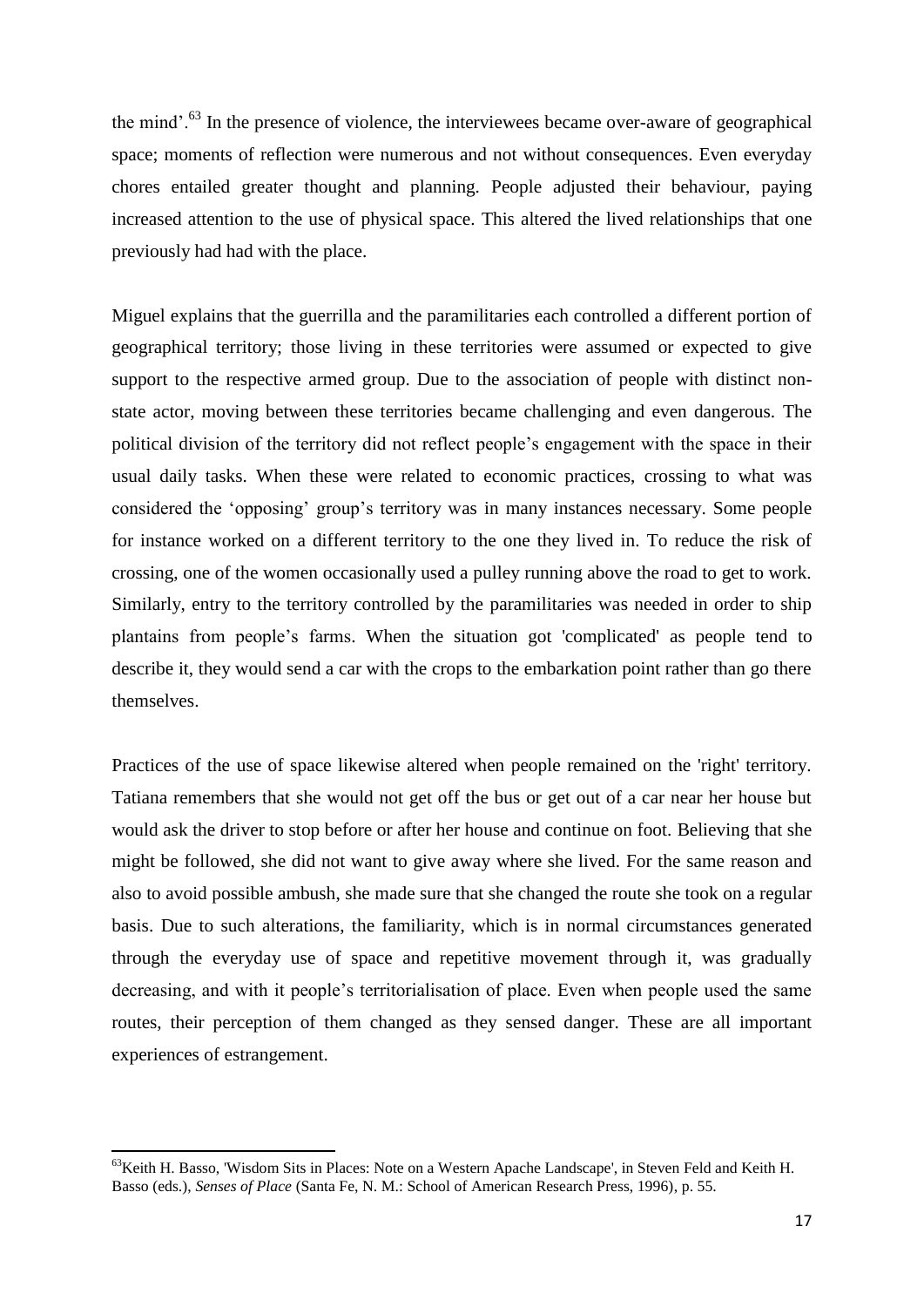the mind'.[63] In the presence of violence, the interviewees became over-aware of geographical space; moments of reflection were numerous and not without consequences. Even everyday chores entailed greater thought and planning. People adjusted their behaviour, paying increased attention to the use of physical space. This altered the lived relationships that one previously had had with the place.

Miguel explains that the guerrilla and the paramilitaries each controlled a different portion of geographical territory; those living in these territories were assumed or expected to give support to the respective armed group. Due to the association of people with distinct non-state actor, moving between these territories became challenging and even dangerous. The political division of the territory did not reflect people's engagement with the space in their usual daily tasks. When these were related to economic practices, crossing to what was considered the 'opposing' group's territory was in many instances necessary. Some people for instance worked on a different territory to the one they lived in. To reduce the risk of crossing, one of the women occasionally used a pulley running above the road to get to work. Similarly, entry to the territory controlled by the paramilitaries was needed in order to ship plantains from people's farms. When the situation got 'complicated' as people tend to describe it, they would send a car with the crops to the embarkation point rather than go there themselves.

Practices of the use of space likewise altered when people remained on the 'right' territory. Tatiana remembers that she would not get off the bus or get out of a car near her house but would ask the driver to stop before or after her house and continue on foot. Believing that she might be followed, she did not want to give away where she lived. For the same reason and also to avoid possible ambush, she made sure that she changed the route she took on a regular basis. Due to such alterations, the familiarity, which is in normal circumstances generated through the everyday use of space and repetitive movement through it, was gradually decreasing, and with it people's territorialisation of place. Even when people used the same routes, their perception of them changed as they sensed danger. These are all important experiences of estrangement.

---

[63] Keith H. Basso, 'Wisdom Sits in Places: Note on a Western Apache Landscape', in Steven Feld and Keith H. Basso (eds.), *Senses of Place* (Santa Fe, N. M.: School of American Research Press, 1996), p. 55.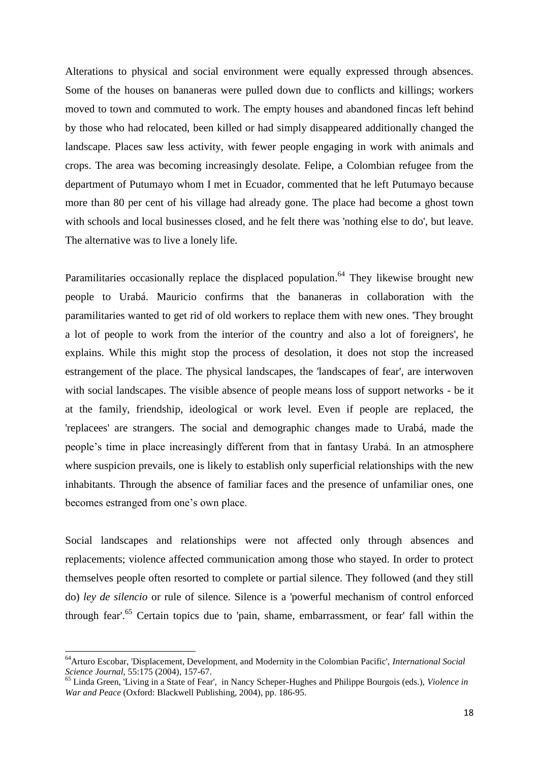Alterations to physical and social environment were equally expressed through absences. Some of the houses on bananeras were pulled down due to conflicts and killings; workers moved to town and commuted to work. The empty houses and abandoned fincas left behind by those who had relocated, been killed or had simply disappeared additionally changed the landscape. Places saw less activity, with fewer people engaging in work with animals and crops. The area was becoming increasingly desolate. Felipe, a Colombian refugee from the department of Putumayo whom I met in Ecuador, commented that he left Putumayo because more than 80 per cent of his village had already gone. The place had become a ghost town with schools and local businesses closed, and he felt there was 'nothing else to do', but leave. The alternative was to live a lonely life.

Paramilitaries occasionally replace the displaced population.[64] They likewise brought new people to Urabá. Mauricio confirms that the bananeras in collaboration with the paramilitaries wanted to get rid of old workers to replace them with new ones. 'They brought a lot of people to work from the interior of the country and also a lot of foreigners', he explains. While this might stop the process of desolation, it does not stop the increased estrangement of the place. The physical landscapes, the 'landscapes of fear', are interwoven with social landscapes. The visible absence of people means loss of support networks - be it at the family, friendship, ideological or work level. Even if people are replaced, the 'replacees' are strangers. The social and demographic changes made to Urabá, made the people's time in place increasingly different from that in fantasy Urabá. In an atmosphere where suspicion prevails, one is likely to establish only superficial relationships with the new inhabitants. Through the absence of familiar faces and the presence of unfamiliar ones, one becomes estranged from one's own place.

Social landscapes and relationships were not affected only through absences and replacements; violence affected communication among those who stayed. In order to protect themselves people often resorted to complete or partial silence. They followed (and they still do) *ley de silencio* or rule of silence. Silence is a 'powerful mechanism of control enforced through fear'.[65] Certain topics due to 'pain, shame, embarrassment, or fear' fall within the

---

[64] Arturo Escobar, 'Displacement, Development, and Modernity in the Colombian Pacific', *International Social Science Journal*, 55:175 (2004), 157-67.

[65] Linda Green, 'Living in a State of Fear', in Nancy Scheper-Hughes and Philippe Bourgois (eds.), *Violence in War and Peace* (Oxford: Blackwell Publishing, 2004), pp. 186-95.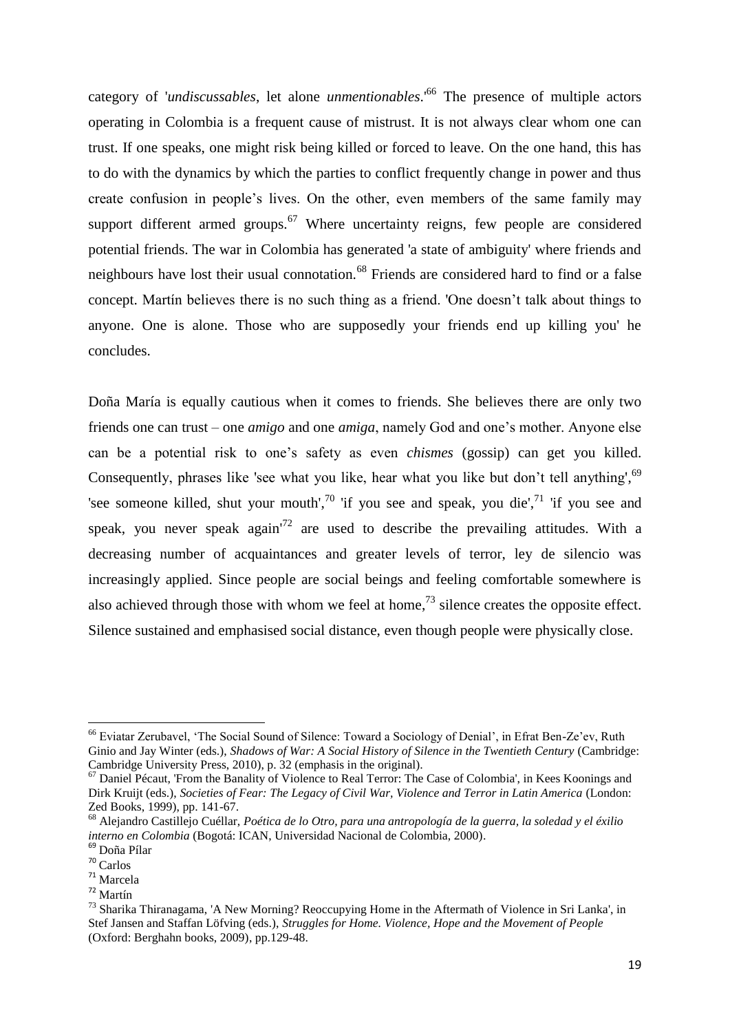category of '*undiscussables*, let alone *unmentionables*.'[66] The presence of multiple actors operating in Colombia is a frequent cause of mistrust. It is not always clear whom one can trust. If one speaks, one might risk being killed or forced to leave. On the one hand, this has to do with the dynamics by which the parties to conflict frequently change in power and thus create confusion in people's lives. On the other, even members of the same family may support different armed groups.[67] Where uncertainty reigns, few people are considered potential friends. The war in Colombia has generated 'a state of ambiguity' where friends and neighbours have lost their usual connotation.[68] Friends are considered hard to find or a false concept. Martín believes there is no such thing as a friend. 'One doesn't talk about things to anyone. One is alone. Those who are supposedly your friends end up killing you' he concludes.

Doña María is equally cautious when it comes to friends. She believes there are only two friends one can trust – one *amigo* and one *amiga*, namely God and one's mother. Anyone else can be a potential risk to one's safety as even *chismes* (gossip) can get you killed. Consequently, phrases like 'see what you like, hear what you like but don't tell anything',[69] 'see someone killed, shut your mouth',[70] 'if you see and speak, you die',[71] 'if you see and speak, you never speak again'[72] are used to describe the prevailing attitudes. With a decreasing number of acquaintances and greater levels of terror, ley de silencio was increasingly applied. Since people are social beings and feeling comfortable somewhere is also achieved through those with whom we feel at home,[73] silence creates the opposite effect. Silence sustained and emphasised social distance, even though people were physically close.

---

[66] Eviatar Zerubavel, 'The Social Sound of Silence: Toward a Sociology of Denial', in Efrat Ben-Ze'ev, Ruth Ginio and Jay Winter (eds.), *Shadows of War: A Social History of Silence in the Twentieth Century* (Cambridge: Cambridge University Press, 2010), p. 32 (emphasis in the original).

[67] Daniel Pécaut, 'From the Banality of Violence to Real Terror: The Case of Colombia', in Kees Koonings and Dirk Kruijt (eds.), *Societies of Fear: The Legacy of Civil War, Violence and Terror in Latin America* (London: Zed Books, 1999), pp. 141-67.

[68] Alejandro Castillejo Cuéllar, *Poética de lo Otro, para una antropología de la guerra, la soledad y el éxilio interno en Colombia* (Bogotá: ICAN, Universidad Nacional de Colombia, 2000).

[69] Doña Pílar

[70] Carlos

[71] Marcela

[72] Martín

[73] Sharika Thiranagama, 'A New Morning? Reoccupying Home in the Aftermath of Violence in Sri Lanka', in Stef Jansen and Staffan Löfving (eds.), *Struggles for Home. Violence, Hope and the Movement of People* (Oxford: Berghahn books, 2009), pp.129-48.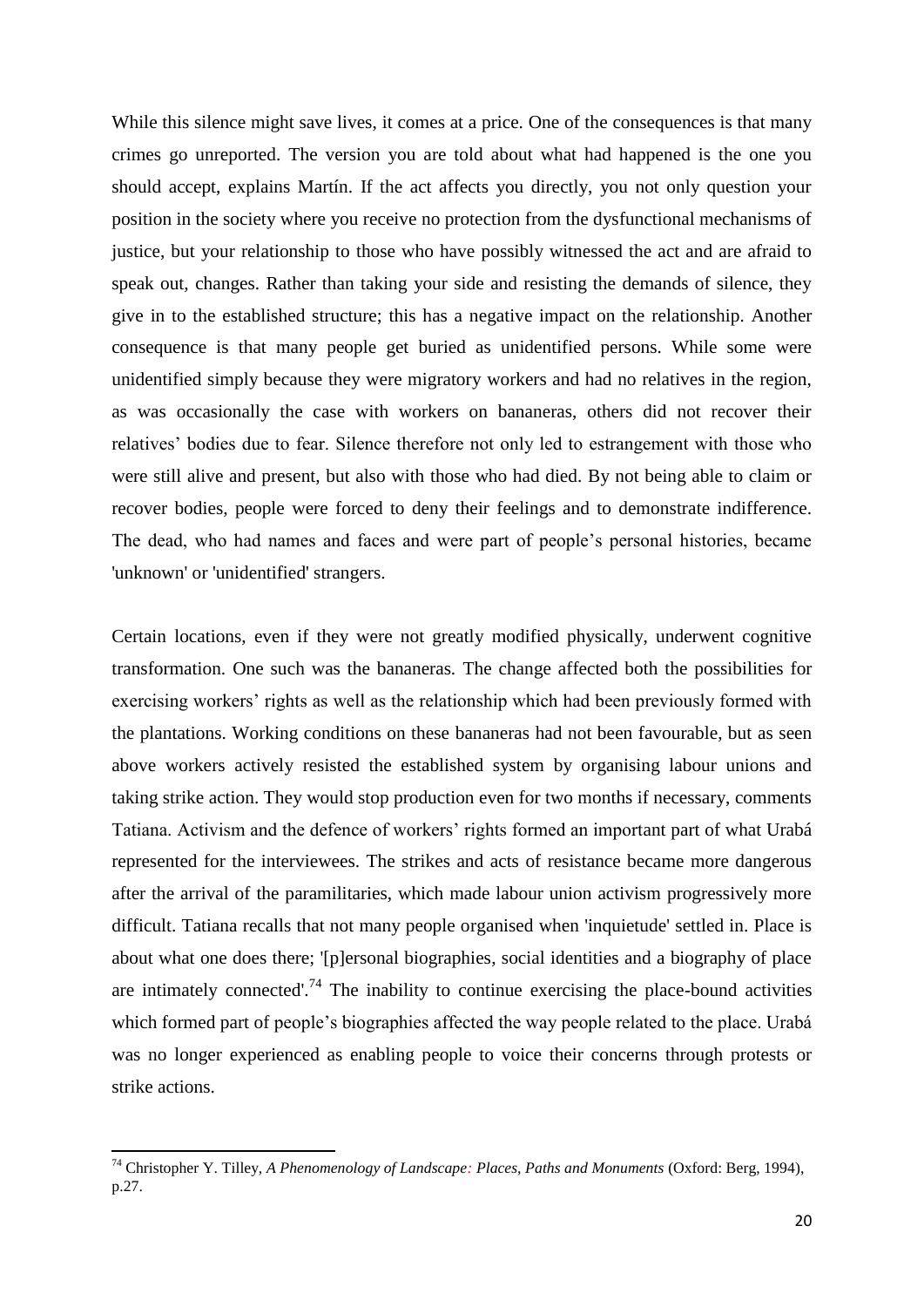While this silence might save lives, it comes at a price. One of the consequences is that many crimes go unreported. The version you are told about what had happened is the one you should accept, explains Martín. If the act affects you directly, you not only question your position in the society where you receive no protection from the dysfunctional mechanisms of justice, but your relationship to those who have possibly witnessed the act and are afraid to speak out, changes. Rather than taking your side and resisting the demands of silence, they give in to the established structure; this has a negative impact on the relationship. Another consequence is that many people get buried as unidentified persons. While some were unidentified simply because they were migratory workers and had no relatives in the region, as was occasionally the case with workers on bananeras, others did not recover their relatives' bodies due to fear. Silence therefore not only led to estrangement with those who were still alive and present, but also with those who had died. By not being able to claim or recover bodies, people were forced to deny their feelings and to demonstrate indifference. The dead, who had names and faces and were part of people's personal histories, became 'unknown' or 'unidentified' strangers.

Certain locations, even if they were not greatly modified physically, underwent cognitive transformation. One such was the bananeras. The change affected both the possibilities for exercising workers' rights as well as the relationship which had been previously formed with the plantations. Working conditions on these bananeras had not been favourable, but as seen above workers actively resisted the established system by organising labour unions and taking strike action. They would stop production even for two months if necessary, comments Tatiana. Activism and the defence of workers' rights formed an important part of what Urabá represented for the interviewees. The strikes and acts of resistance became more dangerous after the arrival of the paramilitaries, which made labour union activism progressively more difficult. Tatiana recalls that not many people organised when 'inquietude' settled in. Place is about what one does there; '[p]ersonal biographies, social identities and a biography of place are intimately connected'.[74] The inability to continue exercising the place-bound activities which formed part of people's biographies affected the way people related to the place. Urabá was no longer experienced as enabling people to voice their concerns through protests or strike actions.

---

[74] Christopher Y. Tilley, *A Phenomenology of Landscape: Places, Paths and Monuments* (Oxford: Berg, 1994), p.27.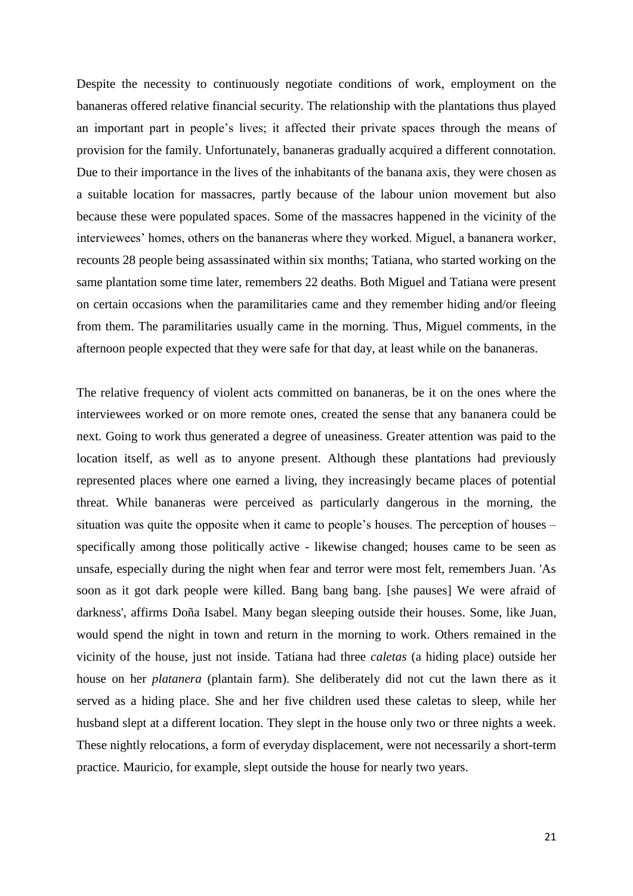Despite the necessity to continuously negotiate conditions of work, employment on the bananeras offered relative financial security. The relationship with the plantations thus played an important part in people's lives; it affected their private spaces through the means of provision for the family. Unfortunately, bananeras gradually acquired a different connotation. Due to their importance in the lives of the inhabitants of the banana axis, they were chosen as a suitable location for massacres, partly because of the labour union movement but also because these were populated spaces. Some of the massacres happened in the vicinity of the interviewees' homes, others on the bananeras where they worked. Miguel, a bananera worker, recounts 28 people being assassinated within six months; Tatiana, who started working on the same plantation some time later, remembers 22 deaths. Both Miguel and Tatiana were present on certain occasions when the paramilitaries came and they remember hiding and/or fleeing from them. The paramilitaries usually came in the morning. Thus, Miguel comments, in the afternoon people expected that they were safe for that day, at least while on the bananeras.

The relative frequency of violent acts committed on bananeras, be it on the ones where the interviewees worked or on more remote ones, created the sense that any bananera could be next. Going to work thus generated a degree of uneasiness. Greater attention was paid to the location itself, as well as to anyone present. Although these plantations had previously represented places where one earned a living, they increasingly became places of potential threat. While bananeras were perceived as particularly dangerous in the morning, the situation was quite the opposite when it came to people's houses. The perception of houses – specifically among those politically active - likewise changed; houses came to be seen as unsafe, especially during the night when fear and terror were most felt, remembers Juan. 'As soon as it got dark people were killed. Bang bang bang. [she pauses] We were afraid of darkness', affirms Doña Isabel. Many began sleeping outside their houses. Some, like Juan, would spend the night in town and return in the morning to work. Others remained in the vicinity of the house, just not inside. Tatiana had three *caletas* (a hiding place) outside her house on her *platanera* (plantain farm). She deliberately did not cut the lawn there as it served as a hiding place. She and her five children used these caletas to sleep, while her husband slept at a different location. They slept in the house only two or three nights a week. These nightly relocations, a form of everyday displacement, were not necessarily a short-term practice. Mauricio, for example, slept outside the house for nearly two years.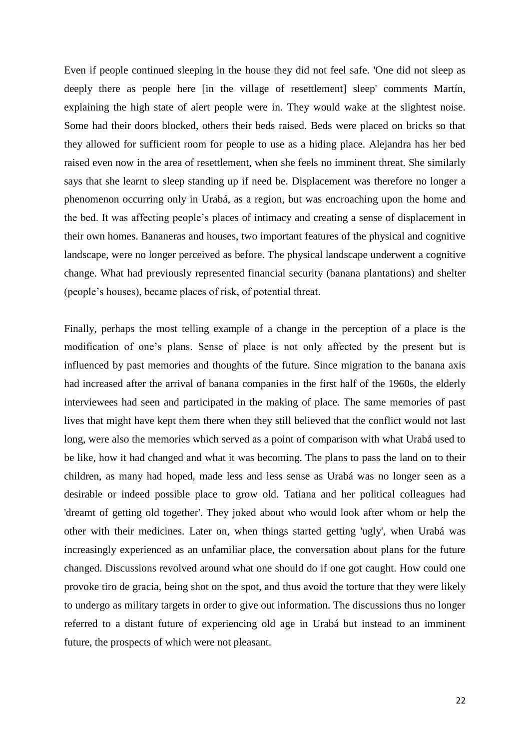Even if people continued sleeping in the house they did not feel safe. 'One did not sleep as deeply there as people here [in the village of resettlement] sleep' comments Martín, explaining the high state of alert people were in. They would wake at the slightest noise. Some had their doors blocked, others their beds raised. Beds were placed on bricks so that they allowed for sufficient room for people to use as a hiding place. Alejandra has her bed raised even now in the area of resettlement, when she feels no imminent threat. She similarly says that she learnt to sleep standing up if need be. Displacement was therefore no longer a phenomenon occurring only in Urabá, as a region, but was encroaching upon the home and the bed. It was affecting people's places of intimacy and creating a sense of displacement in their own homes. Bananeras and houses, two important features of the physical and cognitive landscape, were no longer perceived as before. The physical landscape underwent a cognitive change. What had previously represented financial security (banana plantations) and shelter (people's houses), became places of risk, of potential threat.

Finally, perhaps the most telling example of a change in the perception of a place is the modification of one's plans. Sense of place is not only affected by the present but is influenced by past memories and thoughts of the future. Since migration to the banana axis had increased after the arrival of banana companies in the first half of the 1960s, the elderly interviewees had seen and participated in the making of place. The same memories of past lives that might have kept them there when they still believed that the conflict would not last long, were also the memories which served as a point of comparison with what Urabá used to be like, how it had changed and what it was becoming. The plans to pass the land on to their children, as many had hoped, made less and less sense as Urabá was no longer seen as a desirable or indeed possible place to grow old. Tatiana and her political colleagues had 'dreamt of getting old together'. They joked about who would look after whom or help the other with their medicines. Later on, when things started getting 'ugly', when Urabá was increasingly experienced as an unfamiliar place, the conversation about plans for the future changed. Discussions revolved around what one should do if one got caught. How could one provoke tiro de gracia, being shot on the spot, and thus avoid the torture that they were likely to undergo as military targets in order to give out information. The discussions thus no longer referred to a distant future of experiencing old age in Urabá but instead to an imminent future, the prospects of which were not pleasant.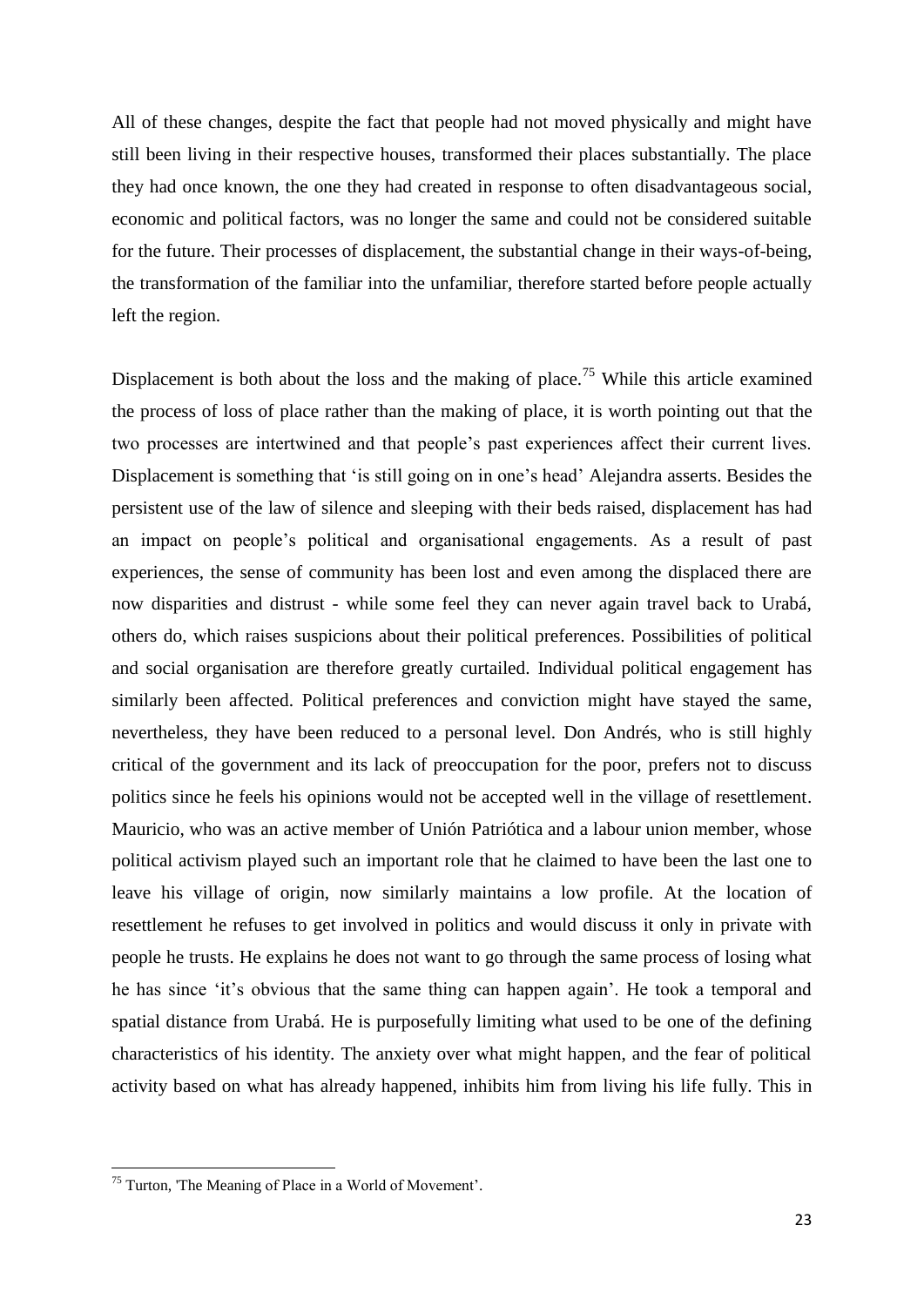All of these changes, despite the fact that people had not moved physically and might have still been living in their respective houses, transformed their places substantially. The place they had once known, the one they had created in response to often disadvantageous social, economic and political factors, was no longer the same and could not be considered suitable for the future. Their processes of displacement, the substantial change in their ways-of-being, the transformation of the familiar into the unfamiliar, therefore started before people actually left the region.

Displacement is both about the loss and the making of place.[75] While this article examined the process of loss of place rather than the making of place, it is worth pointing out that the two processes are intertwined and that people's past experiences affect their current lives. Displacement is something that 'is still going on in one's head' Alejandra asserts. Besides the persistent use of the law of silence and sleeping with their beds raised, displacement has had an impact on people's political and organisational engagements. As a result of past experiences, the sense of community has been lost and even among the displaced there are now disparities and distrust - while some feel they can never again travel back to Urabá, others do, which raises suspicions about their political preferences. Possibilities of political and social organisation are therefore greatly curtailed. Individual political engagement has similarly been affected. Political preferences and conviction might have stayed the same, nevertheless, they have been reduced to a personal level. Don Andrés, who is still highly critical of the government and its lack of preoccupation for the poor, prefers not to discuss politics since he feels his opinions would not be accepted well in the village of resettlement. Mauricio, who was an active member of Unión Patriótica and a labour union member, whose political activism played such an important role that he claimed to have been the last one to leave his village of origin, now similarly maintains a low profile. At the location of resettlement he refuses to get involved in politics and would discuss it only in private with people he trusts. He explains he does not want to go through the same process of losing what he has since 'it's obvious that the same thing can happen again'. He took a temporal and spatial distance from Urabá. He is purposefully limiting what used to be one of the defining characteristics of his identity. The anxiety over what might happen, and the fear of political activity based on what has already happened, inhibits him from living his life fully. This in

[75] Turton, 'The Meaning of Place in a World of Movement'.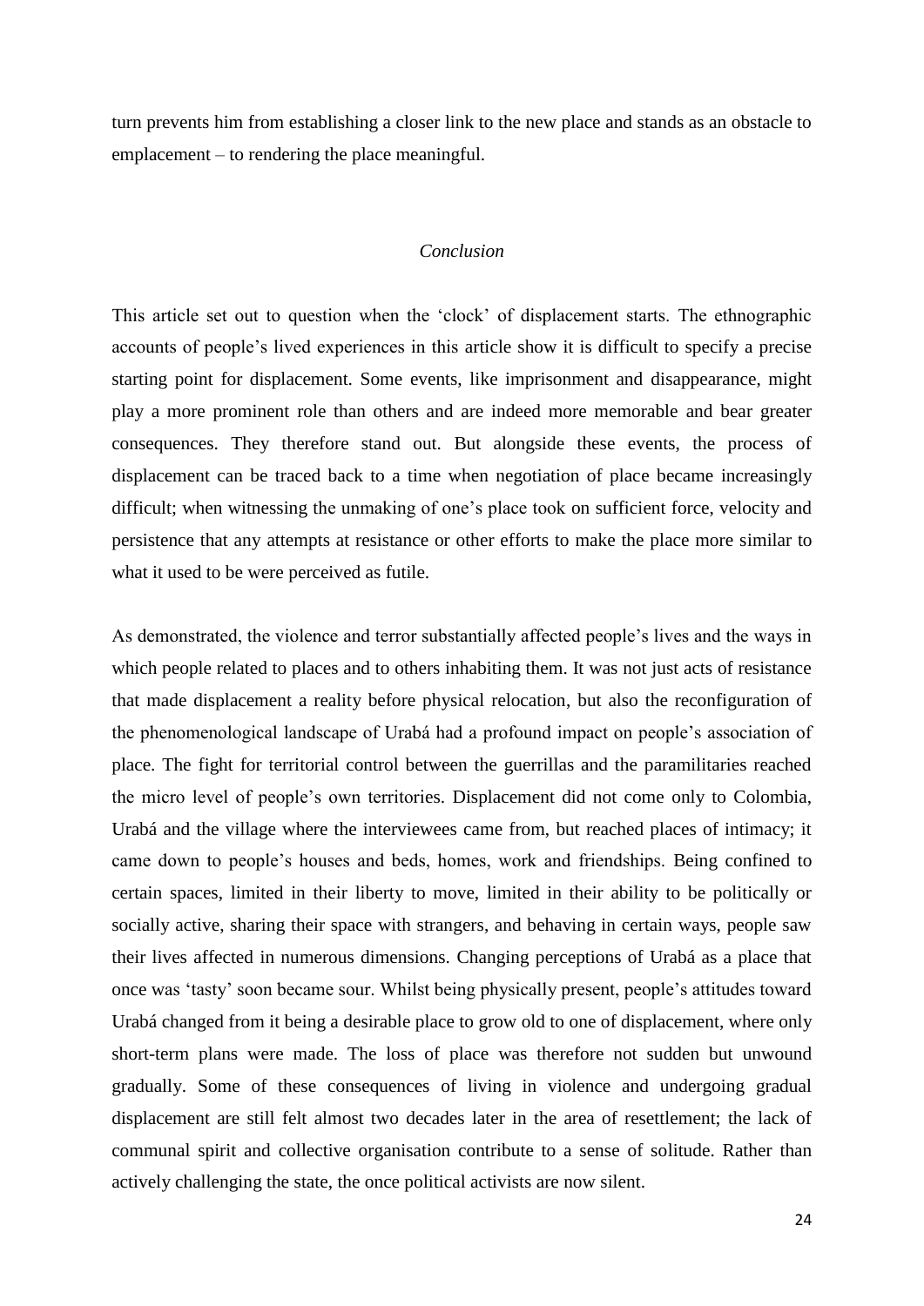turn prevents him from establishing a closer link to the new place and stands as an obstacle to emplacement – to rendering the place meaningful.

## *Conclusion*

This article set out to question when the ‘clock’ of displacement starts. The ethnographic accounts of people’s lived experiences in this article show it is difficult to specify a precise starting point for displacement. Some events, like imprisonment and disappearance, might play a more prominent role than others and are indeed more memorable and bear greater consequences. They therefore stand out. But alongside these events, the process of displacement can be traced back to a time when negotiation of place became increasingly difficult; when witnessing the unmaking of one’s place took on sufficient force, velocity and persistence that any attempts at resistance or other efforts to make the place more similar to what it used to be were perceived as futile.

As demonstrated, the violence and terror substantially affected people’s lives and the ways in which people related to places and to others inhabiting them. It was not just acts of resistance that made displacement a reality before physical relocation, but also the reconfiguration of the phenomenological landscape of Urabá had a profound impact on people’s association of place. The fight for territorial control between the guerrillas and the paramilitaries reached the micro level of people’s own territories. Displacement did not come only to Colombia, Urabá and the village where the interviewees came from, but reached places of intimacy; it came down to people’s houses and beds, homes, work and friendships. Being confined to certain spaces, limited in their liberty to move, limited in their ability to be politically or socially active, sharing their space with strangers, and behaving in certain ways, people saw their lives affected in numerous dimensions. Changing perceptions of Urabá as a place that once was ‘tasty’ soon became sour. Whilst being physically present, people’s attitudes toward Urabá changed from it being a desirable place to grow old to one of displacement, where only short-term plans were made. The loss of place was therefore not sudden but unwound gradually. Some of these consequences of living in violence and undergoing gradual displacement are still felt almost two decades later in the area of resettlement; the lack of communal spirit and collective organisation contribute to a sense of solitude. Rather than actively challenging the state, the once political activists are now silent.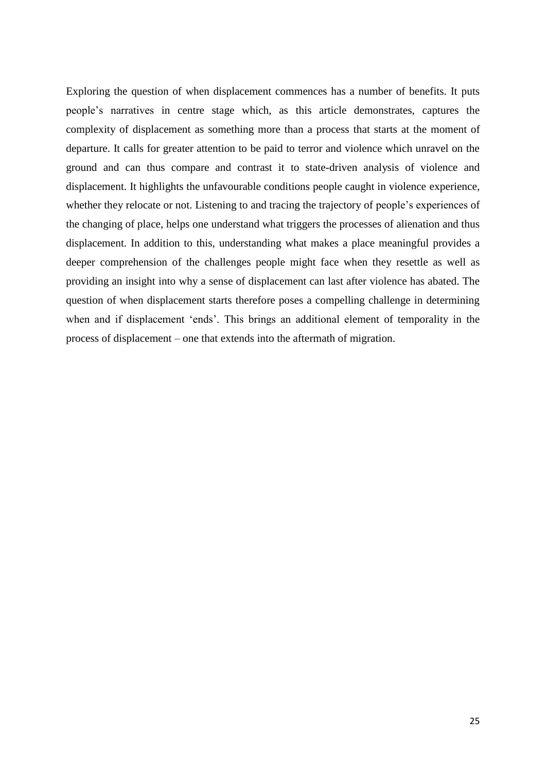Exploring the question of when displacement commences has a number of benefits. It puts people's narratives in centre stage which, as this article demonstrates, captures the complexity of displacement as something more than a process that starts at the moment of departure. It calls for greater attention to be paid to terror and violence which unravel on the ground and can thus compare and contrast it to state-driven analysis of violence and displacement. It highlights the unfavourable conditions people caught in violence experience, whether they relocate or not. Listening to and tracing the trajectory of people's experiences of the changing of place, helps one understand what triggers the processes of alienation and thus displacement. In addition to this, understanding what makes a place meaningful provides a deeper comprehension of the challenges people might face when they resettle as well as providing an insight into why a sense of displacement can last after violence has abated. The question of when displacement starts therefore poses a compelling challenge in determining when and if displacement 'ends'. This brings an additional element of temporality in the process of displacement – one that extends into the aftermath of migration.